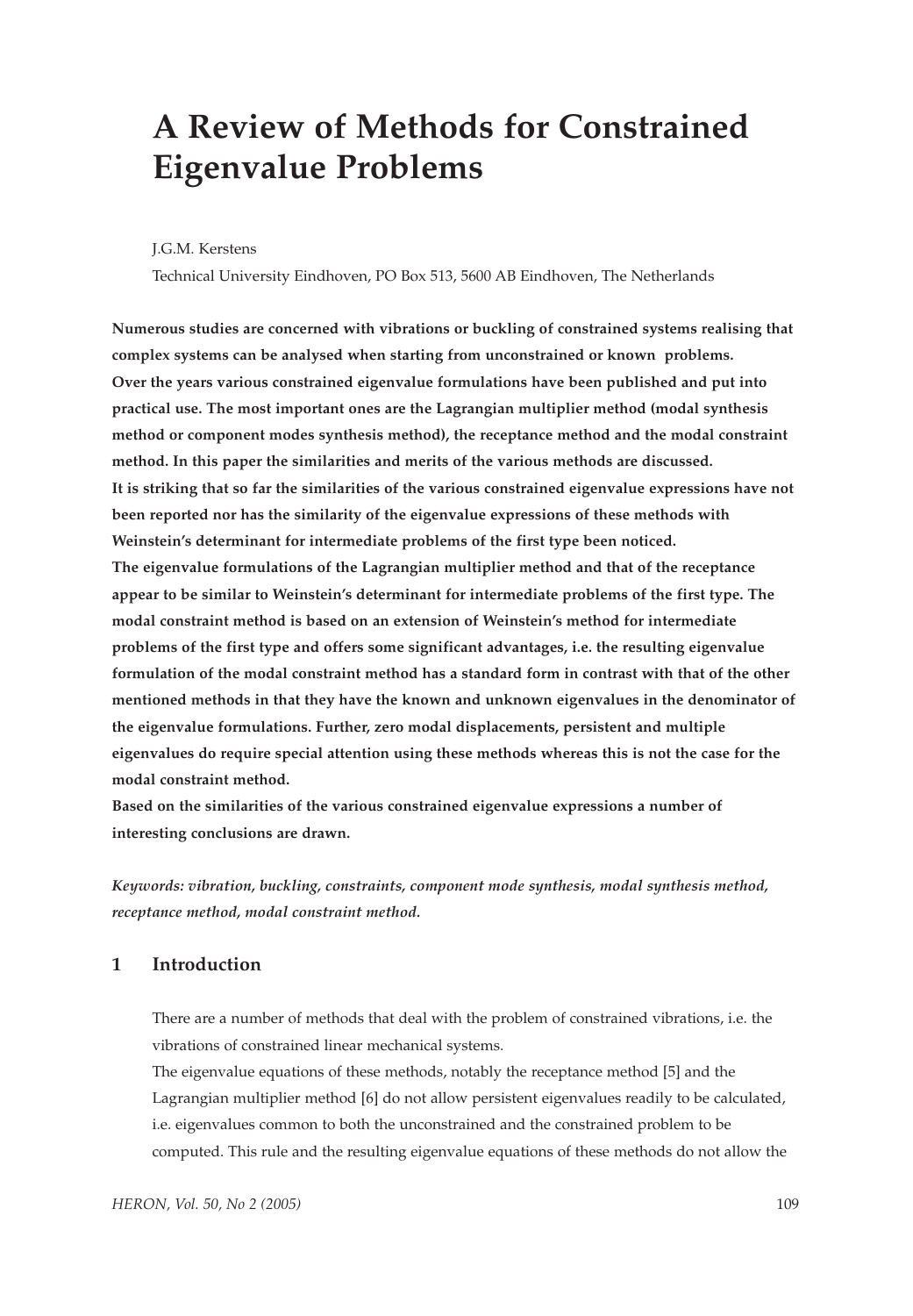# A Review of Methods for Constrained Eigenvalue Problems

J.G.M. Kerstens

Technical University Eindhoven, PO Box 513, 5600 AB Eindhoven, The Netherlands

**Numerous studies are concerned with vibrations or buckling of constrained systems realising that complex systems can be analysed when starting from unconstrained or known problems.**
**Over the years various constrained eigenvalue formulations have been published and put into practical use. The most important ones are the Lagrangian multiplier method (modal synthesis method or component modes synthesis method), the receptance method and the modal constraint method. In this paper the similarities and merits of the various methods are discussed.**
**It is striking that so far the similarities of the various constrained eigenvalue expressions have not been reported nor has the similarity of the eigenvalue expressions of these methods with Weinstein's determinant for intermediate problems of the first type been noticed.**
**The eigenvalue formulations of the Lagrangian multiplier method and that of the receptance appear to be similar to Weinstein's determinant for intermediate problems of the first type. The modal constraint method is based on an extension of Weinstein's method for intermediate problems of the first type and offers some significant advantages, i.e. the resulting eigenvalue formulation of the modal constraint method has a standard form in contrast with that of the other mentioned methods in that they have the known and unknown eigenvalues in the denominator of the eigenvalue formulations. Further, zero modal displacements, persistent and multiple eigenvalues do require special attention using these methods whereas this is not the case for the modal constraint method.**
**Based on the similarities of the various constrained eigenvalue expressions a number of interesting conclusions are drawn.**

***Keywords:** vibration, buckling, constraints, component mode synthesis, modal synthesis method, receptance method, modal constraint method.*

## 1 Introduction

There are a number of methods that deal with the problem of constrained vibrations, i.e. the vibrations of constrained linear mechanical systems.
The eigenvalue equations of these methods, notably the receptance method [5] and the Lagrangian multiplier method [6] do not allow persistent eigenvalues readily to be calculated, i.e. eigenvalues common to both the unconstrained and the constrained problem to be computed. This rule and the resulting eigenvalue equations of these methods do not allow the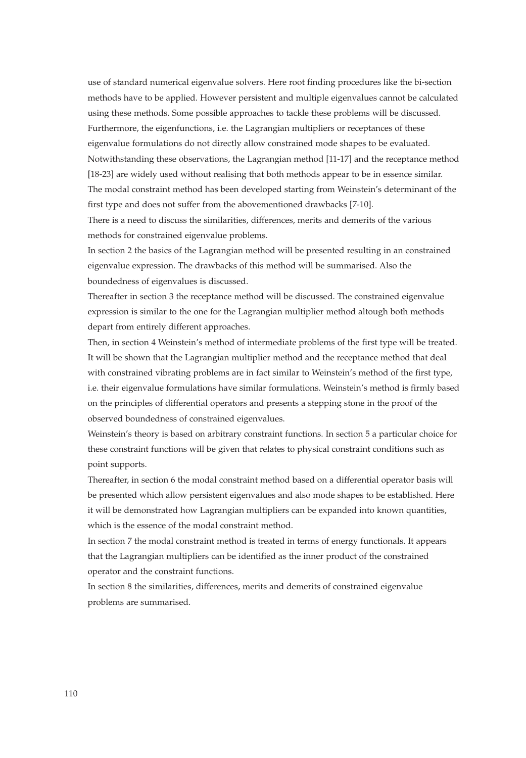use of standard numerical eigenvalue solvers. Here root finding procedures like the bi-section methods have to be applied. However persistent and multiple eigenvalues cannot be calculated using these methods. Some possible approaches to tackle these problems will be discussed. Furthermore, the eigenfunctions, i.e. the Lagrangian multipliers or receptances of these eigenvalue formulations do not directly allow constrained mode shapes to be evaluated. Notwithstanding these observations, the Lagrangian method [11-17] and the receptance method [18-23] are widely used without realising that both methods appear to be in essence similar. The modal constraint method has been developed starting from Weinstein's determinant of the first type and does not suffer from the abovementioned drawbacks [7-10].

There is a need to discuss the similarities, differences, merits and demerits of the various methods for constrained eigenvalue problems.

In section 2 the basics of the Lagrangian method will be presented resulting in an constrained eigenvalue expression. The drawbacks of this method will be summarised. Also the boundedness of eigenvalues is discussed.

Thereafter in section 3 the receptance method will be discussed. The constrained eigenvalue expression is similar to the one for the Lagrangian multiplier method altough both methods depart from entirely different approaches.

Then, in section 4 Weinstein's method of intermediate problems of the first type will be treated. It will be shown that the Lagrangian multiplier method and the receptance method that deal with constrained vibrating problems are in fact similar to Weinstein's method of the first type, i.e. their eigenvalue formulations have similar formulations. Weinstein's method is firmly based on the principles of differential operators and presents a stepping stone in the proof of the observed boundedness of constrained eigenvalues.

Weinstein's theory is based on arbitrary constraint functions. In section 5 a particular choice for these constraint functions will be given that relates to physical constraint conditions such as point supports.

Thereafter, in section 6 the modal constraint method based on a differential operator basis will be presented which allow persistent eigenvalues and also mode shapes to be established. Here it will be demonstrated how Lagrangian multipliers can be expanded into known quantities, which is the essence of the modal constraint method.

In section 7 the modal constraint method is treated in terms of energy functionals. It appears that the Lagrangian multipliers can be identified as the inner product of the constrained operator and the constraint functions.

In section 8 the similarities, differences, merits and demerits of constrained eigenvalue problems are summarised.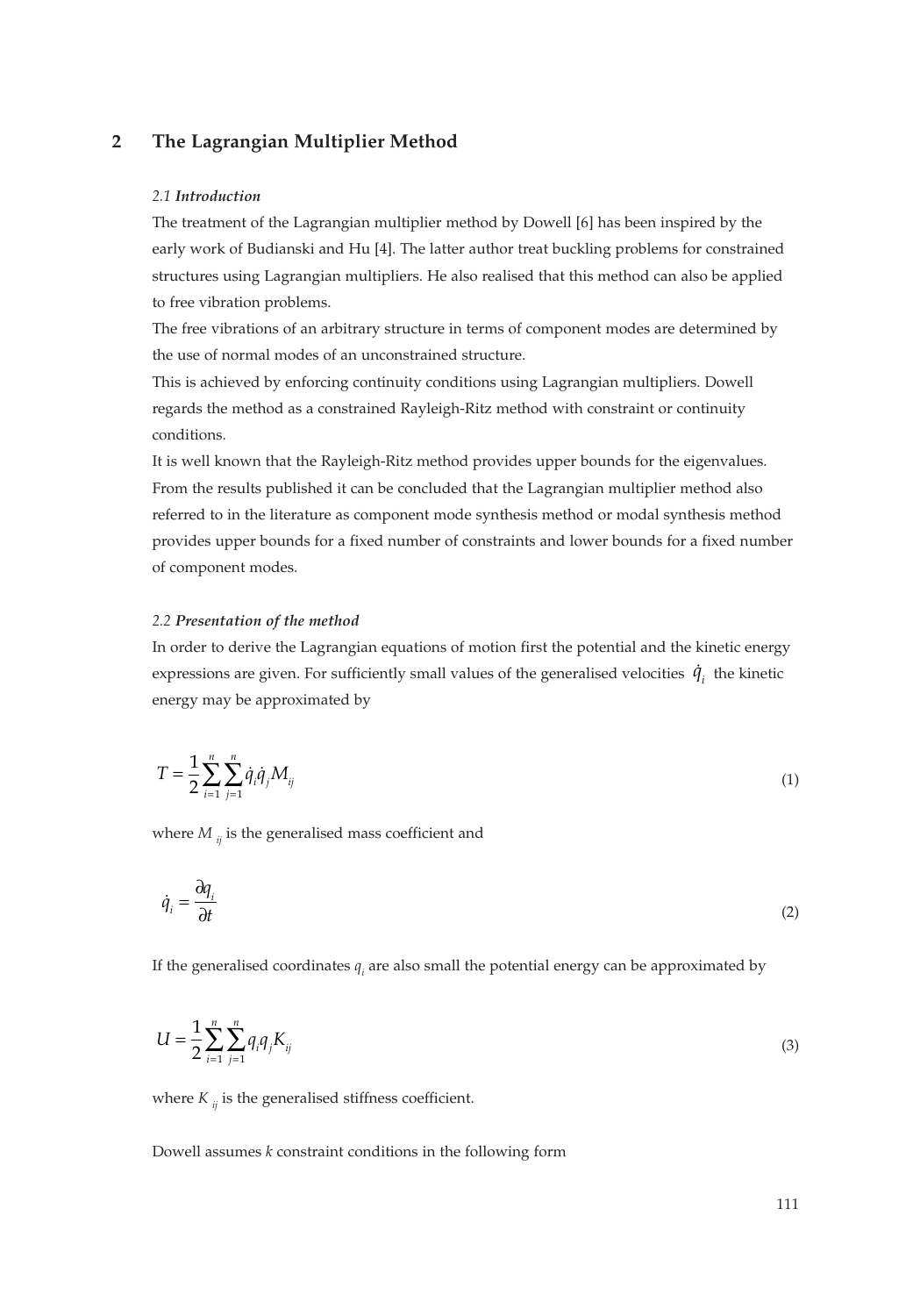## 2 The Lagrangian Multiplier Method

### *2.1 Introduction*

The treatment of the Lagrangian multiplier method by Dowell [6] has been inspired by the early work of Budianski and Hu [4]. The latter author treat buckling problems for constrained structures using Lagrangian multipliers. He also realised that this method can also be applied to free vibration problems.

The free vibrations of an arbitrary structure in terms of component modes are determined by the use of normal modes of an unconstrained structure.

This is achieved by enforcing continuity conditions using Lagrangian multipliers. Dowell regards the method as a constrained Rayleigh-Ritz method with constraint or continuity conditions.

It is well known that the Rayleigh-Ritz method provides upper bounds for the eigenvalues. From the results published it can be concluded that the Lagrangian multiplier method also referred to in the literature as component mode synthesis method or modal synthesis method provides upper bounds for a fixed number of constraints and lower bounds for a fixed number of component modes.

### *2.2 Presentation of the method*

In order to derive the Lagrangian equations of motion first the potential and the kinetic energy expressions are given. For sufficiently small values of the generalised velocities $\dot{q}_i$ the kinetic energy may be approximated by

$$T = \frac{1}{2}\sum_{i=1}^{n}\sum_{j=1}^{n}\dot{q}_i\dot{q}_j M_{ij} \tag{1}$$

where $M_{ij}$ is the generalised mass coefficient and

$$\dot{q}_i = \frac{\partial q_i}{\partial t} \tag{2}$$

If the generalised coordinates $q_i$ are also small the potential energy can be approximated by

$$U = \frac{1}{2}\sum_{i=1}^{n}\sum_{j=1}^{n}q_i q_j K_{ij} \tag{3}$$

where $K_{ij}$ is the generalised stiffness coefficient.

Dowell assumes $k$ constraint conditions in the following form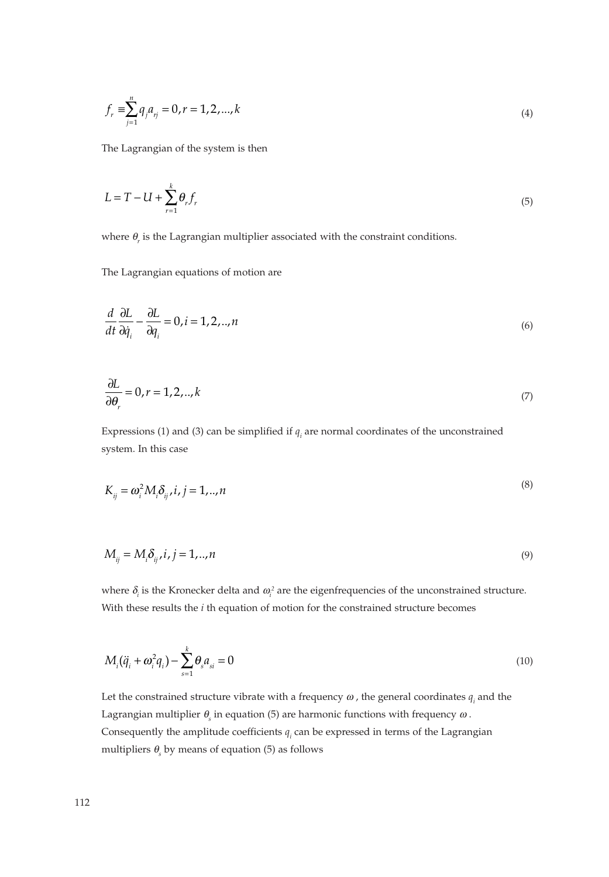$$f_r \equiv \sum_{j=1}^{n} q_j a_{rj} = 0, r = 1, 2, ..., k \tag{4}$$

The Lagrangian of the system is then

$$L = T - U + \sum_{r=1}^{k} \theta_r f_r \tag{5}$$

where $\theta_r$ is the Lagrangian multiplier associated with the constraint conditions.

The Lagrangian equations of motion are

$$\frac{d}{dt}\frac{\partial L}{\partial \dot{q}_i} - \frac{\partial L}{\partial q_i} = 0, i = 1, 2, .., n \tag{6}$$

$$\frac{\partial L}{\partial \theta_r} = 0, r = 1, 2, .., k \tag{7}$$

Expressions (1) and (3) can be simplified if $q_i$ are normal coordinates of the unconstrained system. In this case

$$K_{ij} = \omega_i^2 M_i \delta_{ij}, i, j = 1, .., n \tag{8}$$

$$M_{ij} = M_i \delta_{ij}, i, j = 1, .., n \tag{9}$$

where $\delta_i$ is the Kronecker delta and $\omega_i^2$ are the eigenfrequencies of the unconstrained structure. With these results the $i$ th equation of motion for the constrained structure becomes

$$M_i(\ddot{q}_i + \omega_i^2 q_i) - \sum_{s=1}^{k} \theta_s a_{si} = 0 \tag{10}$$

Let the constrained structure vibrate with a frequency $\omega$, the general coordinates $q_i$ and the Lagrangian multiplier $\theta_s$ in equation (5) are harmonic functions with frequency $\omega$. Consequently the amplitude coefficients $q_i$ can be expressed in terms of the Lagrangian multipliers $\theta_s$ by means of equation (5) as follows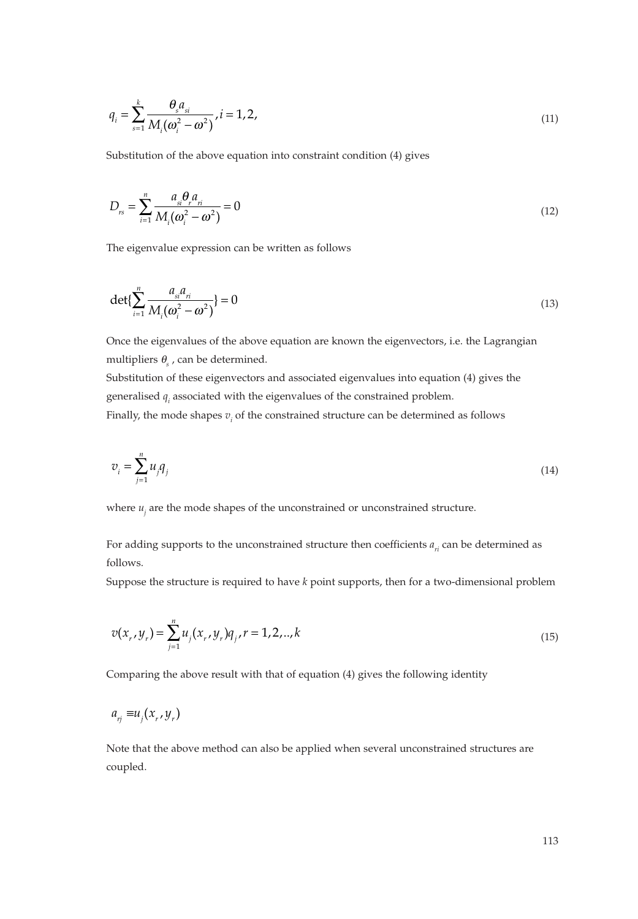$$q_i = \sum_{s=1}^{k} \frac{\theta_s a_{si}}{M_i(\omega_i^2 - \omega^2)}, i = 1, 2, \tag{11}$$

Substitution of the above equation into constraint condition (4) gives

$$D_{rs} = \sum_{i=1}^{n} \frac{a_{si} \theta_r a_{ri}}{M_i(\omega_i^2 - \omega^2)} = 0 \tag{12}$$

The eigenvalue expression can be written as follows

$$\det\{\sum_{i=1}^{n} \frac{a_{si} a_{ri}}{M_i(\omega_i^2 - \omega^2)}\} = 0 \tag{13}$$

Once the eigenvalues of the above equation are known the eigenvectors, i.e. the Lagrangian multipliers $\theta_s$, can be determined.
Substitution of these eigenvectors and associated eigenvalues into equation (4) gives the generalised $q_i$ associated with the eigenvalues of the constrained problem.
Finally, the mode shapes $v_i$ of the constrained structure can be determined as follows

$$v_i = \sum_{j=1}^{n} u_j q_j \tag{14}$$

where $u_j$ are the mode shapes of the unconstrained or unconstrained structure.

For adding supports to the unconstrained structure then coefficients $a_{ri}$ can be determined as follows.
Suppose the structure is required to have *k* point supports, then for a two-dimensional problem

$$v(x_r, y_r) = \sum_{j=1}^{n} u_j(x_r, y_r) q_j, r = 1, 2, .., k \tag{15}$$

Comparing the above result with that of equation (4) gives the following identity

$$a_{rj} \equiv u_j(x_r, y_r)$$

Note that the above method can also be applied when several unconstrained structures are coupled.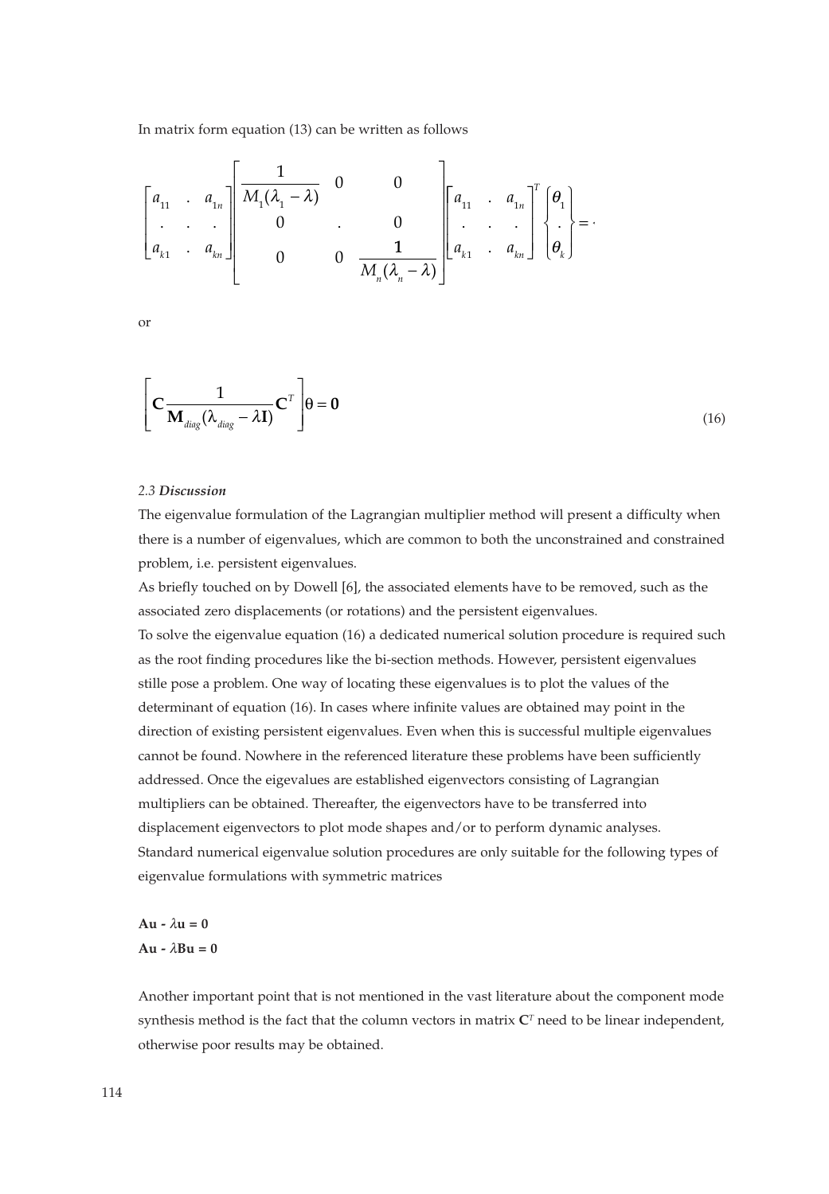In matrix form equation (13) can be written as follows

$$
\begin{bmatrix} a_{11} & . & a_{1n} \\ . & . & . \\ a_{k1} & . & a_{kn} \end{bmatrix}
\begin{bmatrix} \frac{1}{M_1(\lambda_1 - \lambda)} & 0 & 0 \\ 0 & . & 0 \\ 0 & 0 & \frac{1}{M_n(\lambda_n - \lambda)} \end{bmatrix}
\begin{bmatrix} a_{11} & . & a_{1n} \\ . & . & . \\ a_{k1} & . & a_{kn} \end{bmatrix}^T
\begin{Bmatrix} \theta_1 \\ . \\ \theta_k \end{Bmatrix} = \cdot
$$

or

$$
\left[ \mathbf{C} \frac{1}{\mathbf{M}_{diag}(\lambda_{diag} - \lambda \mathbf{I})} \mathbf{C}^T \right] \theta = \mathbf{0} \tag{16}
$$

### *2.3 **Discussion***

The eigenvalue formulation of the Lagrangian multiplier method will present a difficulty when there is a number of eigenvalues, which are common to both the unconstrained and constrained problem, i.e. persistent eigenvalues.

As briefly touched on by Dowell [6], the associated elements have to be removed, such as the associated zero displacements (or rotations) and the persistent eigenvalues.

To solve the eigenvalue equation (16) a dedicated numerical solution procedure is required such as the root finding procedures like the bi-section methods. However, persistent eigenvalues stille pose a problem. One way of locating these eigenvalues is to plot the values of the determinant of equation (16). In cases where infinite values are obtained may point in the direction of existing persistent eigenvalues. Even when this is successful multiple eigenvalues cannot be found. Nowhere in the referenced literature these problems have been sufficiently addressed. Once the eigevalues are established eigenvectors consisting of Lagrangian multipliers can be obtained. Thereafter, the eigenvectors have to be transferred into displacement eigenvectors to plot mode shapes and/or to perform dynamic analyses.

Standard numerical eigenvalue solution procedures are only suitable for the following types of eigenvalue formulations with symmetric matrices

$\mathbf{Au} - \lambda\mathbf{u} = \mathbf{0}$

$\mathbf{Au} - \lambda\mathbf{Bu} = \mathbf{0}$

Another important point that is not mentioned in the vast literature about the component mode synthesis method is the fact that the column vectors in matrix $\mathbf{C}^T$ need to be linear independent, otherwise poor results may be obtained.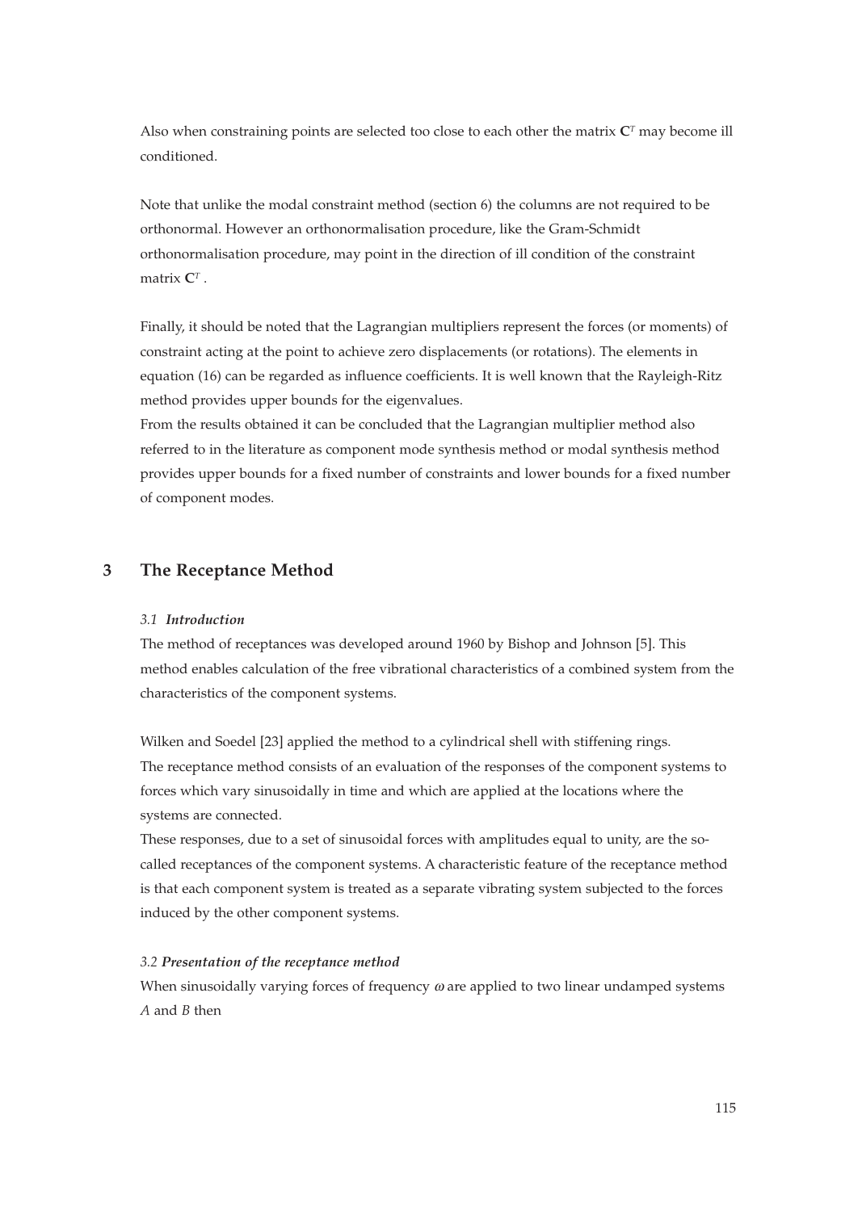Also when constraining points are selected too close to each other the matrix $\mathbf{C}^T$ may become ill conditioned.

Note that unlike the modal constraint method (section 6) the columns are not required to be orthonormal. However an orthonormalisation procedure, like the Gram-Schmidt orthonormalisation procedure, may point in the direction of ill condition of the constraint matrix $\mathbf{C}^T$ .

Finally, it should be noted that the Lagrangian multipliers represent the forces (or moments) of constraint acting at the point to achieve zero displacements (or rotations). The elements in equation (16) can be regarded as influence coefficients. It is well known that the Rayleigh-Ritz method provides upper bounds for the eigenvalues.
From the results obtained it can be concluded that the Lagrangian multiplier method also referred to in the literature as component mode synthesis method or modal synthesis method provides upper bounds for a fixed number of constraints and lower bounds for a fixed number of component modes.

## 3 The Receptance Method

### *3.1 Introduction*

The method of receptances was developed around 1960 by Bishop and Johnson [5]. This method enables calculation of the free vibrational characteristics of a combined system from the characteristics of the component systems.

Wilken and Soedel [23] applied the method to a cylindrical shell with stiffening rings.
The receptance method consists of an evaluation of the responses of the component systems to forces which vary sinusoidally in time and which are applied at the locations where the systems are connected.
These responses, due to a set of sinusoidal forces with amplitudes equal to unity, are the so-called receptances of the component systems. A characteristic feature of the receptance method is that each component system is treated as a separate vibrating system subjected to the forces induced by the other component systems.

### *3.2 Presentation of the receptance method*

When sinusoidally varying forces of frequency $\omega$ are applied to two linear undamped systems *A* and *B* then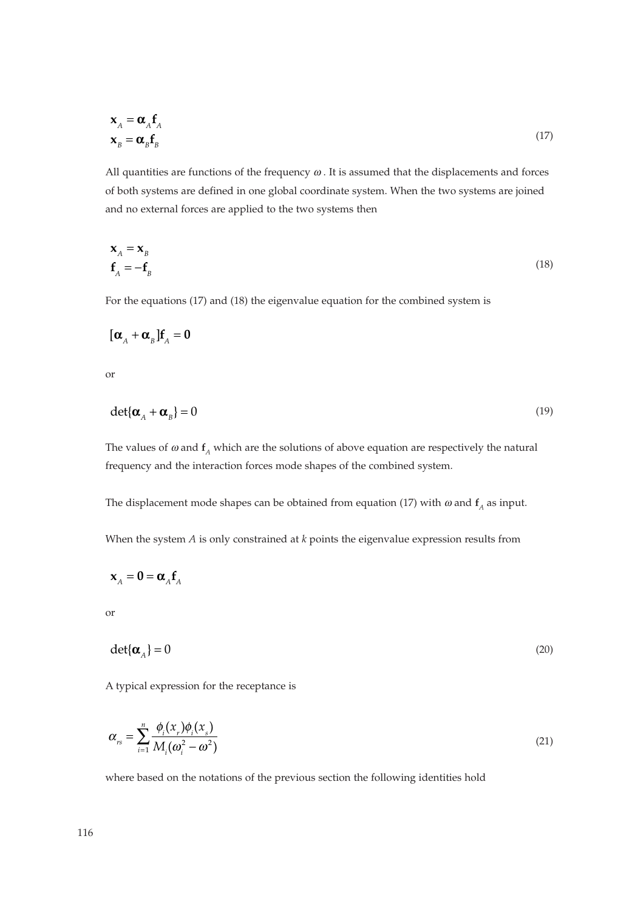$$\mathbf{x}_A = \boldsymbol{\alpha}_A \mathbf{f}_A$$
$$\mathbf{x}_B = \boldsymbol{\alpha}_B \mathbf{f}_B \tag{17}$$

All quantities are functions of the frequency $\omega$. It is assumed that the displacements and forces of both systems are defined in one global coordinate system. When the two systems are joined and no external forces are applied to the two systems then

$$\mathbf{x}_A = \mathbf{x}_B$$
$$\mathbf{f}_A = -\mathbf{f}_B \tag{18}$$

For the equations (17) and (18) the eigenvalue equation for the combined system is

$$[\boldsymbol{\alpha}_A + \boldsymbol{\alpha}_B]\mathbf{f}_A = \mathbf{0}$$

or

$$\det\{\boldsymbol{\alpha}_A + \boldsymbol{\alpha}_B\} = 0 \tag{19}$$

The values of $\omega$ and $\mathbf{f}_A$ which are the solutions of above equation are respectively the natural frequency and the interaction forces mode shapes of the combined system.

The displacement mode shapes can be obtained from equation (17) with $\omega$ and $\mathbf{f}_A$ as input.

When the system $A$ is only constrained at $k$ points the eigenvalue expression results from

$$\mathbf{x}_A = \mathbf{0} = \boldsymbol{\alpha}_A \mathbf{f}_A$$

or

$$\det\{\boldsymbol{\alpha}_A\} = 0 \tag{20}$$

A typical expression for the receptance is

$$\alpha_{rs} = \sum_{i=1}^{n} \frac{\phi_i(x_r)\phi_i(x_s)}{M_i(\omega_i^2 - \omega^2)} \tag{21}$$

where based on the notations of the previous section the following identities hold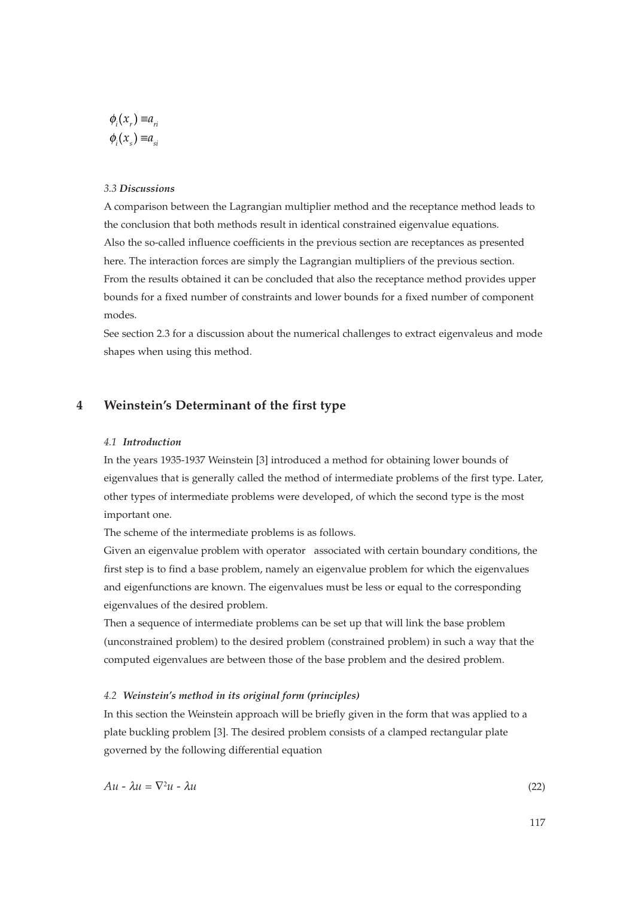$$\phi_i(x_r) \equiv a_{ri}$$
$$\phi_i(x_s) \equiv a_{si}$$

### *3.3 Discussions*

A comparison between the Lagrangian multiplier method and the receptance method leads to the conclusion that both methods result in identical constrained eigenvalue equations.
Also the so-called influence coefficients in the previous section are receptances as presented here. The interaction forces are simply the Lagrangian multipliers of the previous section.
From the results obtained it can be concluded that also the receptance method provides upper bounds for a fixed number of constraints and lower bounds for a fixed number of component modes.
See section 2.3 for a discussion about the numerical challenges to extract eigenvaleus and mode shapes when using this method.

## 4 Weinstein's Determinant of the first type

### *4.1 Introduction*

In the years 1935-1937 Weinstein [3] introduced a method for obtaining lower bounds of eigenvalues that is generally called the method of intermediate problems of the first type. Later, other types of intermediate problems were developed, of which the second type is the most important one.
The scheme of the intermediate problems is as follows.
Given an eigenvalue problem with operator   associated with certain boundary conditions, the first step is to find a base problem, namely an eigenvalue problem for which the eigenvalues and eigenfunctions are known. The eigenvalues must be less or equal to the corresponding eigenvalues of the desired problem.
Then a sequence of intermediate problems can be set up that will link the base problem (unconstrained problem) to the desired problem (constrained problem) in such a way that the computed eigenvalues are between those of the base problem and the desired problem.

### *4.2 Weinstein's method in its original form (principles)*

In this section the Weinstein approach will be briefly given in the form that was applied to a plate buckling problem [3]. The desired problem consists of a clamped rectangular plate governed by the following differential equation

$$Au - \lambda u = \nabla^2 u - \lambda u \tag{22}$$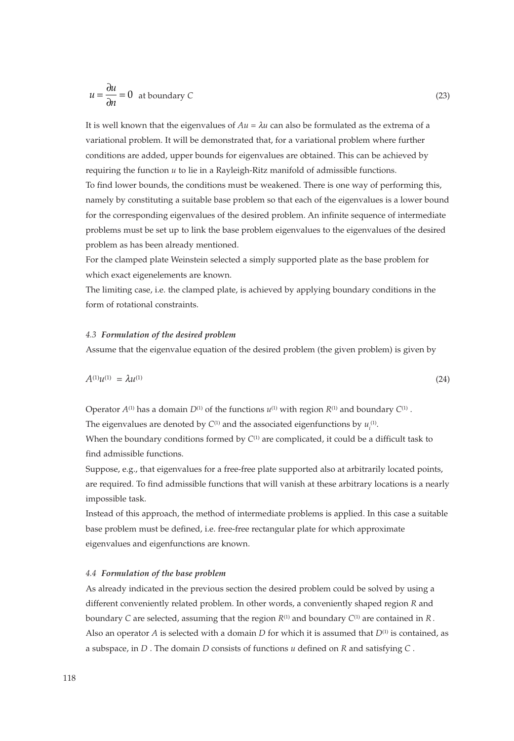$$u = \frac{\partial u}{\partial n} = 0 \quad \text{at boundary } C \tag{23}$$

It is well known that the eigenvalues of $Au = \lambda u$ can also be formulated as the extrema of a variational problem. It will be demonstrated that, for a variational problem where further conditions are added, upper bounds for eigenvalues are obtained. This can be achieved by requiring the function $u$ to lie in a Rayleigh-Ritz manifold of admissible functions.

To find lower bounds, the conditions must be weakened. There is one way of performing this, namely by constituting a suitable base problem so that each of the eigenvalues is a lower bound for the corresponding eigenvalues of the desired problem. An infinite sequence of intermediate problems must be set up to link the base problem eigenvalues to the eigenvalues of the desired problem as has been already mentioned.

For the clamped plate Weinstein selected a simply supported plate as the base problem for which exact eigenelements are known.

The limiting case, i.e. the clamped plate, is achieved by applying boundary conditions in the form of rotational constraints.

### *4.3 Formulation of the desired problem*

Assume that the eigenvalue equation of the desired problem (the given problem) is given by

$$A^{(1)}u^{(1)} = \lambda u^{(1)} \tag{24}$$

Operator $A^{(1)}$ has a domain $D^{(1)}$ of the functions $u^{(1)}$ with region $R^{(1)}$ and boundary $C^{(1)}$ .

The eigenvalues are denoted by $C^{(1)}$ and the associated eigenfunctions by $u_i^{(1)}$.

When the boundary conditions formed by $C^{(1)}$ are complicated, it could be a difficult task to find admissible functions.

Suppose, e.g., that eigenvalues for a free-free plate supported also at arbitrarily located points, are required. To find admissible functions that will vanish at these arbitrary locations is a nearly impossible task.

Instead of this approach, the method of intermediate problems is applied. In this case a suitable base problem must be defined, i.e. free-free rectangular plate for which approximate eigenvalues and eigenfunctions are known.

### *4.4 Formulation of the base problem*

As already indicated in the previous section the desired problem could be solved by using a different conveniently related problem. In other words, a conveniently shaped region $R$ and boundary $C$ are selected, assuming that the region $R^{(1)}$ and boundary $C^{(1)}$ are contained in $R$ . Also an operator $A$ is selected with a domain $D$ for which it is assumed that $D^{(1)}$ is contained, as a subspace, in $D$ . The domain $D$ consists of functions $u$ defined on $R$ and satisfying $C$ .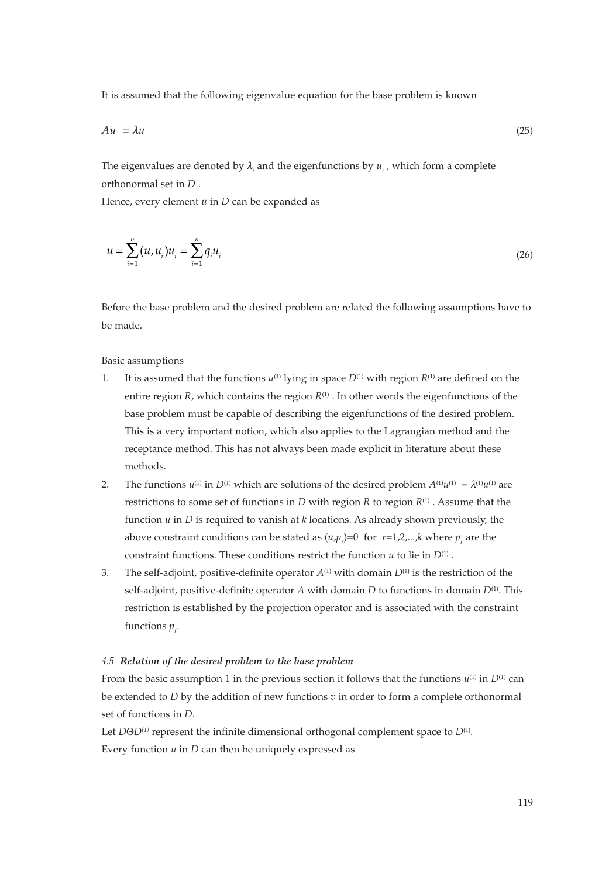It is assumed that the following eigenvalue equation for the base problem is known

$$Au = \lambda u \tag{25}$$

The eigenvalues are denoted by $\lambda_i$ and the eigenfunctions by $u_i$, which form a complete orthonormal set in $D$.

Hence, every element $u$ in $D$ can be expanded as

$$u = \sum_{i=1}^{n}(u, u_i)u_i = \sum_{i=1}^{n} q_i u_i \tag{26}$$

Before the base problem and the desired problem are related the following assumptions have to be made.

Basic assumptions

1. It is assumed that the functions $u^{(1)}$ lying in space $D^{(1)}$ with region $R^{(1)}$ are defined on the entire region $R$, which contains the region $R^{(1)}$. In other words the eigenfunctions of the base problem must be capable of describing the eigenfunctions of the desired problem. This is a very important notion, which also applies to the Lagrangian method and the receptance method. This has not always been made explicit in literature about these methods.
2. The functions $u^{(1)}$ in $D^{(1)}$ which are solutions of the desired problem $A^{(1)}u^{(1)} = \lambda^{(1)}u^{(1)}$ are restrictions to some set of functions in $D$ with region $R$ to region $R^{(1)}$. Assume that the function $u$ in $D$ is required to vanish at $k$ locations. As already shown previously, the above constraint conditions can be stated as $(u,p_r)=0$ for $r=1,2,...,k$ where $p_r$ are the constraint functions. These conditions restrict the function $u$ to lie in $D^{(1)}$.
3. The self-adjoint, positive-definite operator $A^{(1)}$ with domain $D^{(1)}$ is the restriction of the self-adjoint, positive-definite operator $A$ with domain $D$ to functions in domain $D^{(1)}$. This restriction is established by the projection operator and is associated with the constraint functions $p_r$.

### *4.5 Relation of the desired problem to the base problem*

From the basic assumption 1 in the previous section it follows that the functions $u^{(1)}$ in $D^{(1)}$ can be extended to $D$ by the addition of new functions $v$ in order to form a complete orthonormal set of functions in $D$.

Let $D\Theta D^{(1)}$ represent the infinite dimensional orthogonal complement space to $D^{(1)}$.

Every function $u$ in $D$ can then be uniquely expressed as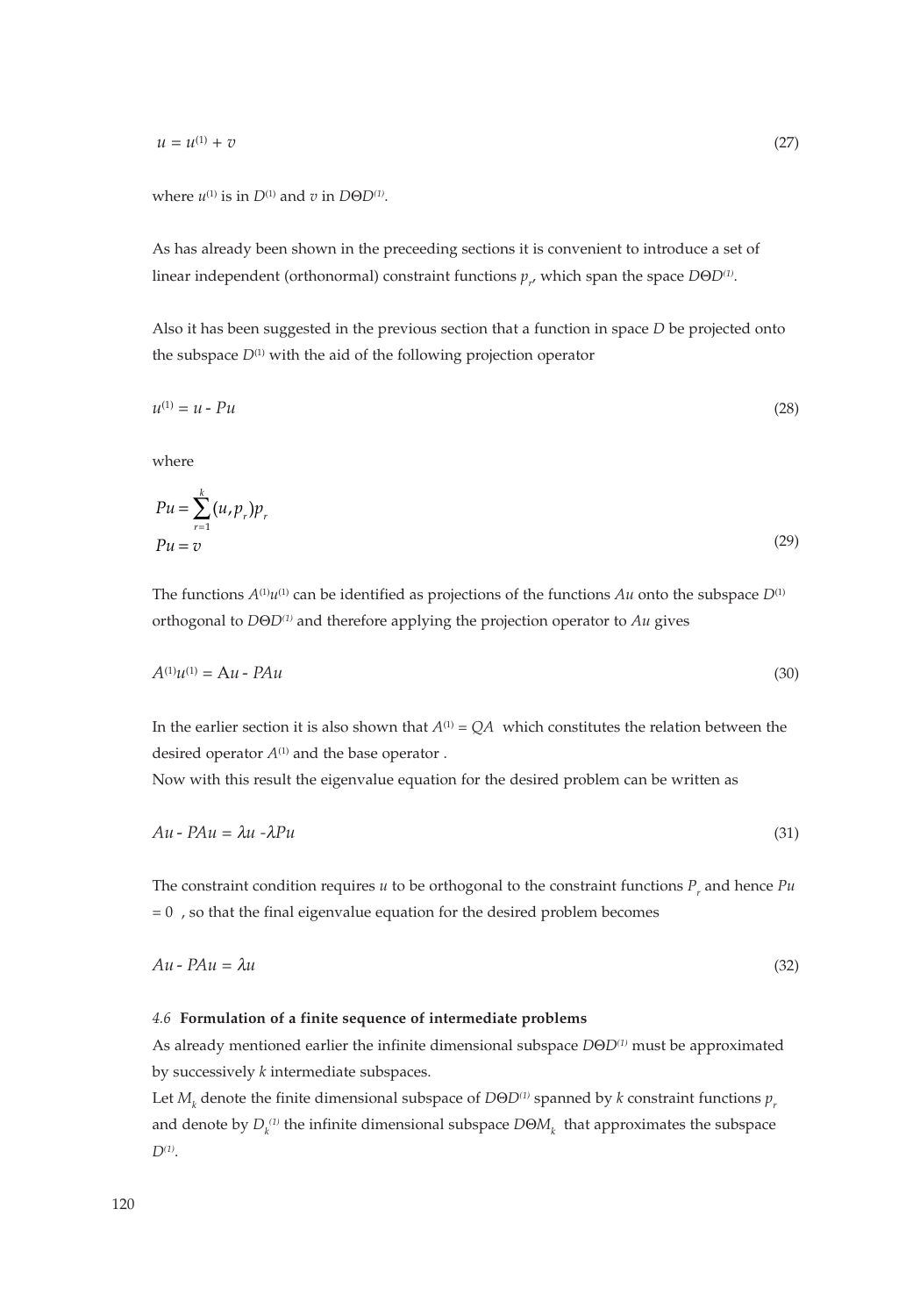$$u = u^{(1)} + v \tag{27}$$

where $u^{(1)}$ is in $D^{(1)}$ and $v$ in $D\Theta D^{(1)}$.

As has already been shown in the preceeding sections it is convenient to introduce a set of linear independent (orthonormal) constraint functions $p_r$, which span the space $D\Theta D^{(1)}$.

Also it has been suggested in the previous section that a function in space $D$ be projected onto the subspace $D^{(1)}$ with the aid of the following projection operator

$$u^{(1)} = u - Pu \tag{28}$$

where

$$Pu = \sum_{r=1}^{k} (u, p_r) p_r$$
$$Pu = v \tag{29}$$

The functions $A^{(1)}u^{(1)}$ can be identified as projections of the functions $Au$ onto the subspace $D^{(1)}$ orthogonal to $D\Theta D^{(1)}$ and therefore applying the projection operator to $Au$ gives

$$A^{(1)}u^{(1)} = Au - PAu \tag{30}$$

In the earlier section it is also shown that $A^{(1)} = QA$ which constitutes the relation between the desired operator $A^{(1)}$ and the base operator .
Now with this result the eigenvalue equation for the desired problem can be written as

$$Au - PAu = \lambda u - \lambda Pu \tag{31}$$

The constraint condition requires $u$ to be orthogonal to the constraint functions $P_r$ and hence $Pu = 0$ , so that the final eigenvalue equation for the desired problem becomes

$$Au - PAu = \lambda u \tag{32}$$

### *4.6* **Formulation of a finite sequence of intermediate problems**

As already mentioned earlier the infinite dimensional subspace $D\Theta D^{(1)}$ must be approximated by successively $k$ intermediate subspaces.
Let $M_k$ denote the finite dimensional subspace of $D\Theta D^{(1)}$ spanned by $k$ constraint functions $p_r$ and denote by $D_k^{(1)}$ the infinite dimensional subspace $D\Theta M_k$ that approximates the subspace $D^{(1)}$.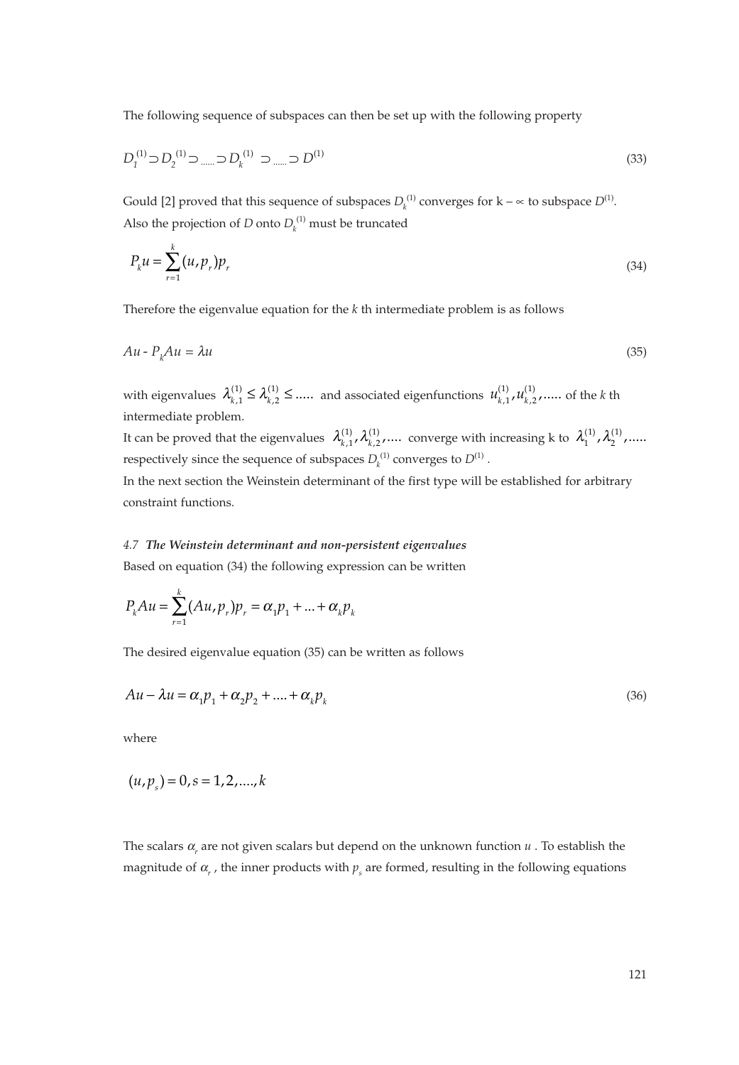The following sequence of subspaces can then be set up with the following property

$$D_1^{(1)} \supset D_2^{(1)} \supset ...... \supset D_k^{(1)} \supset ...... \supset D^{(1)} \tag{33}$$

Gould [2] proved that this sequence of subspaces $D_k^{(1)}$ converges for k – ∝ to subspace $D^{(1)}$. Also the projection of $D$ onto $D_k^{(1)}$ must be truncated

$$P_k u = \sum_{r=1}^{k} (u, p_r) p_r \tag{34}$$

Therefore the eigenvalue equation for the $k$ th intermediate problem is as follows

$$Au - P_k Au = \lambda u \tag{35}$$

with eigenvalues $\lambda_{k,1}^{(1)} \le \lambda_{k,2}^{(1)} \le .....$ and associated eigenfunctions $u_{k,1}^{(1)}, u_{k,2}^{(1)}, .....$ of the $k$ th intermediate problem.

It can be proved that the eigenvalues $\lambda_{k,1}^{(1)}, \lambda_{k,2}^{(1)}, ....$ converge with increasing k to $\lambda_1^{(1)}, \lambda_2^{(1)}, .....$ respectively since the sequence of subspaces $D_k^{(1)}$ converges to $D^{(1)}$.

In the next section the Weinstein determinant of the first type will be established for arbitrary constraint functions.

### *4.7 The Weinstein determinant and non-persistent eigenvalues*

Based on equation (34) the following expression can be written

$$P_k Au = \sum_{r=1}^{k} (Au, p_r) p_r = \alpha_1 p_1 + ... + \alpha_k p_k$$

The desired eigenvalue equation (35) can be written as follows

$$Au - \lambda u = \alpha_1 p_1 + \alpha_2 p_2 + .... + \alpha_k p_k \tag{36}$$

where

$$(u, p_s) = 0, s = 1, 2, ...., k$$

The scalars $\alpha_r$ are not given scalars but depend on the unknown function $u$. To establish the magnitude of $\alpha_r$, the inner products with $p_s$ are formed, resulting in the following equations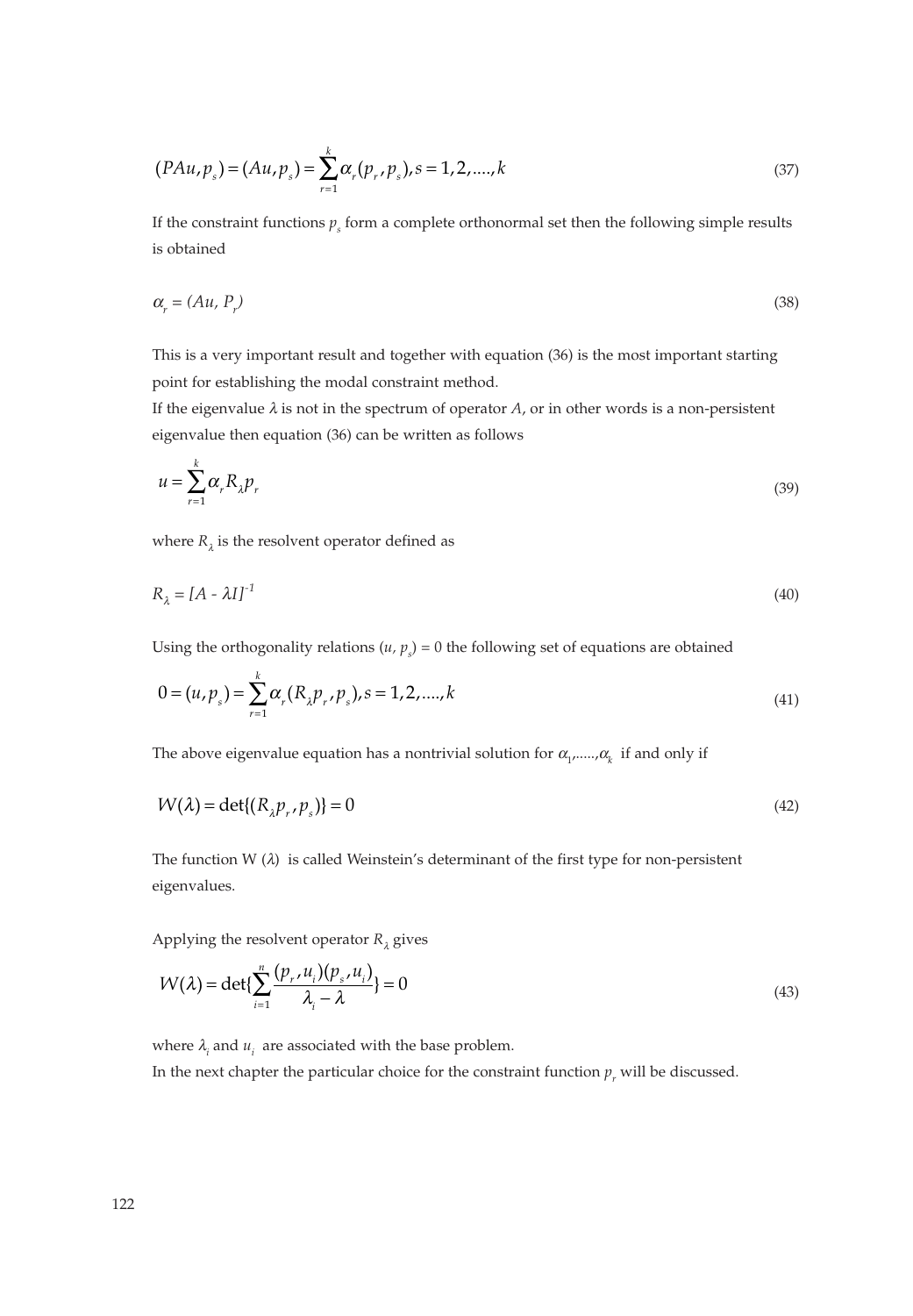$$(PAu, p_s) = (Au, p_s) = \sum_{r=1}^{k} \alpha_r (p_r, p_s), s = 1, 2, ...., k \tag{37}$$

If the constraint functions $p_s$ form a complete orthonormal set then the following simple results is obtained

$$\alpha_r = (Au, P_r) \tag{38}$$

This is a very important result and together with equation (36) is the most important starting point for establishing the modal constraint method.

If the eigenvalue $\lambda$ is not in the spectrum of operator $A$, or in other words is a non-persistent eigenvalue then equation (36) can be written as follows

$$u = \sum_{r=1}^{k} \alpha_r R_\lambda p_r \tag{39}$$

where $R_\lambda$ is the resolvent operator defined as

$$R_\lambda = [A - \lambda I]^{-1} \tag{40}$$

Using the orthogonality relations $(u, p_s) = 0$ the following set of equations are obtained

$$0 = (u, p_s) = \sum_{r=1}^{k} \alpha_r (R_\lambda p_r, p_s), s = 1, 2, ...., k \tag{41}$$

The above eigenvalue equation has a nontrivial solution for $\alpha_1, ....., \alpha_k$ if and only if

$$W(\lambda) = \det\{(R_\lambda p_r, p_s)\} = 0 \tag{42}$$

The function W $(\lambda)$ is called Weinstein's determinant of the first type for non-persistent eigenvalues.

Applying the resolvent operator $R_\lambda$ gives

$$W(\lambda) = \det\{\sum_{i=1}^{n} \frac{(p_r, u_i)(p_s, u_i)}{\lambda_i - \lambda}\} = 0 \tag{43}$$

where $\lambda_i$ and $u_i$ are associated with the base problem.

In the next chapter the particular choice for the constraint function $p_r$ will be discussed.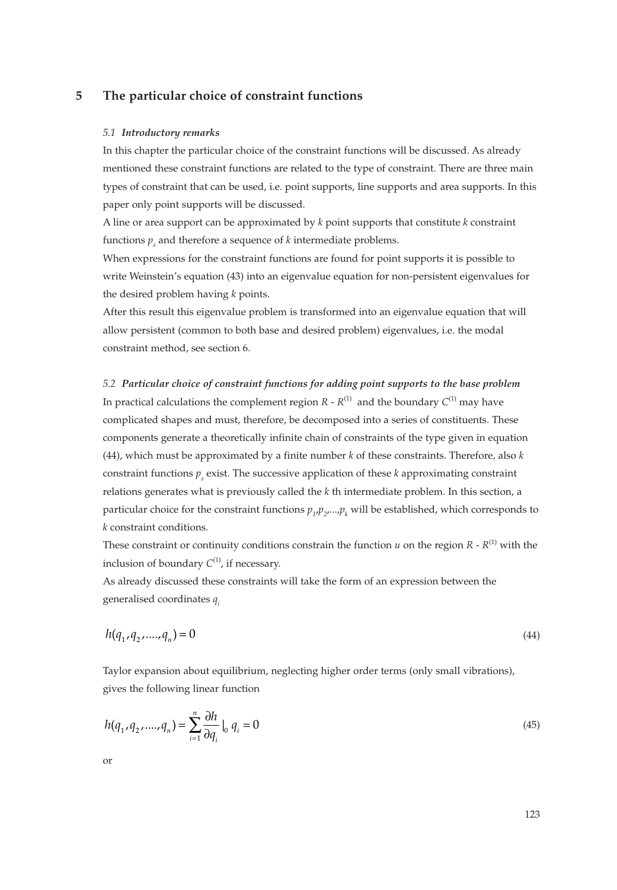## 5 The particular choice of constraint functions

### *5.1 Introductory remarks*

In this chapter the particular choice of the constraint functions will be discussed. As already mentioned these constraint functions are related to the type of constraint. There are three main types of constraint that can be used, i.e. point supports, line supports and area supports. In this paper only point supports will be discussed.

A line or area support can be approximated by *k* point supports that constitute *k* constraint functions $p_s$ and therefore a sequence of *k* intermediate problems.

When expressions for the constraint functions are found for point supports it is possible to write Weinstein's equation (43) into an eigenvalue equation for non-persistent eigenvalues for the desired problem having *k* points.

After this result this eigenvalue problem is transformed into an eigenvalue equation that will allow persistent (common to both base and desired problem) eigenvalues, i.e. the modal constraint method, see section 6.

### *5.2 Particular choice of constraint functions for adding point supports to the base problem*

In practical calculations the complement region $R$ - $R^{(1)}$ and the boundary $C^{(1)}$ may have complicated shapes and must, therefore, be decomposed into a series of constituents. These components generate a theoretically infinite chain of constraints of the type given in equation (44), which must be approximated by a finite number *k* of these constraints. Therefore, also *k* constraint functions $p_s$ exist. The successive application of these *k* approximating constraint relations generates what is previously called the *k* th intermediate problem. In this section, a particular choice for the constraint functions $p_1, p_2, \ldots, p_k$ will be established, which corresponds to *k* constraint conditions.

These constraint or continuity conditions constrain the function $u$ on the region $R$ - $R^{(1)}$ with the inclusion of boundary $C^{(1)}$, if necessary.

As already discussed these constraints will take the form of an expression between the generalised coordinates $q_i$

$$h(q_1, q_2, \ldots, q_n) = 0 \tag{44}$$

Taylor expansion about equilibrium, neglecting higher order terms (only small vibrations), gives the following linear function

$$h(q_1, q_2, \ldots, q_n) = \sum_{i=1}^{n} \frac{\partial h}{\partial q_i}\Big|_0 \, q_i = 0 \tag{45}$$

or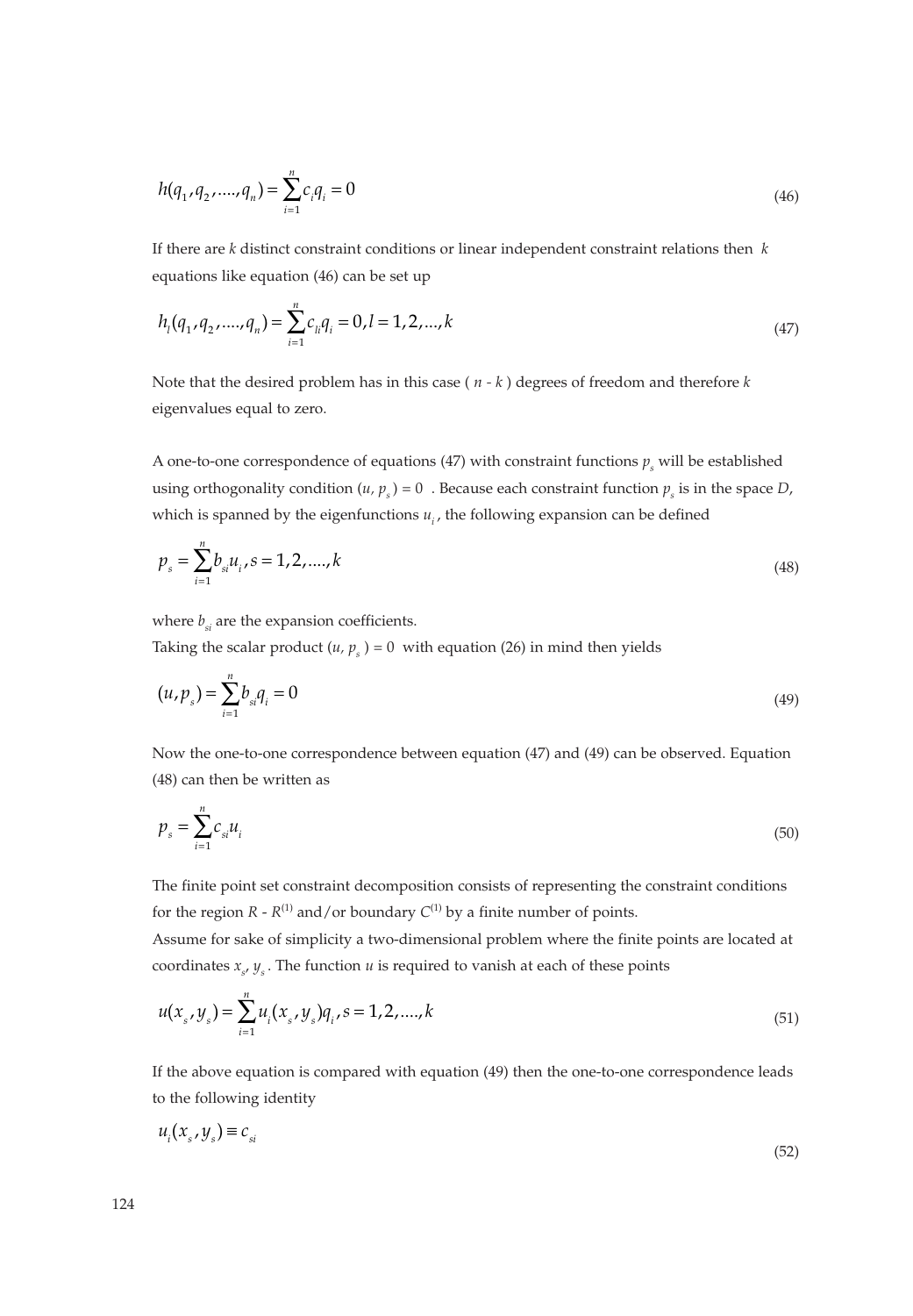$$h(q_1, q_2, ...., q_n) = \sum_{i=1}^{n} c_i q_i = 0 \tag{46}$$

If there are $k$ distinct constraint conditions or linear independent constraint relations then $k$ equations like equation (46) can be set up

$$h_l(q_1, q_2, ...., q_n) = \sum_{i=1}^{n} c_{li} q_i = 0, l = 1, 2, ..., k \tag{47}$$

Note that the desired problem has in this case ( $n$ - $k$ ) degrees of freedom and therefore $k$ eigenvalues equal to zero.

A one-to-one correspondence of equations (47) with constraint functions $p_s$ will be established using orthogonality condition $(u, p_s) = 0$ . Because each constraint function $p_s$ is in the space $D$, which is spanned by the eigenfunctions $u_i$, the following expansion can be defined

$$p_s = \sum_{i=1}^{n} b_{si} u_i, s = 1, 2, ...., k \tag{48}$$

where $b_{si}$ are the expansion coefficients.

Taking the scalar product $(u, p_s) = 0$ with equation (26) in mind then yields

$$(u, p_s) = \sum_{i=1}^{n} b_{si} q_i = 0 \tag{49}$$

Now the one-to-one correspondence between equation (47) and (49) can be observed. Equation (48) can then be written as

$$p_s = \sum_{i=1}^{n} c_{si} u_i \tag{50}$$

The finite point set constraint decomposition consists of representing the constraint conditions for the region $R$ - $R^{(1)}$ and/or boundary $C^{(1)}$ by a finite number of points.

Assume for sake of simplicity a two-dimensional problem where the finite points are located at coordinates $x_s$, $y_s$. The function $u$ is required to vanish at each of these points

$$u(x_s, y_s) = \sum_{i=1}^{n} u_i(x_s, y_s) q_i, s = 1, 2, ...., k \tag{51}$$

If the above equation is compared with equation (49) then the one-to-one correspondence leads to the following identity

$$u_i(x_s, y_s) \equiv c_{si} \tag{52}$$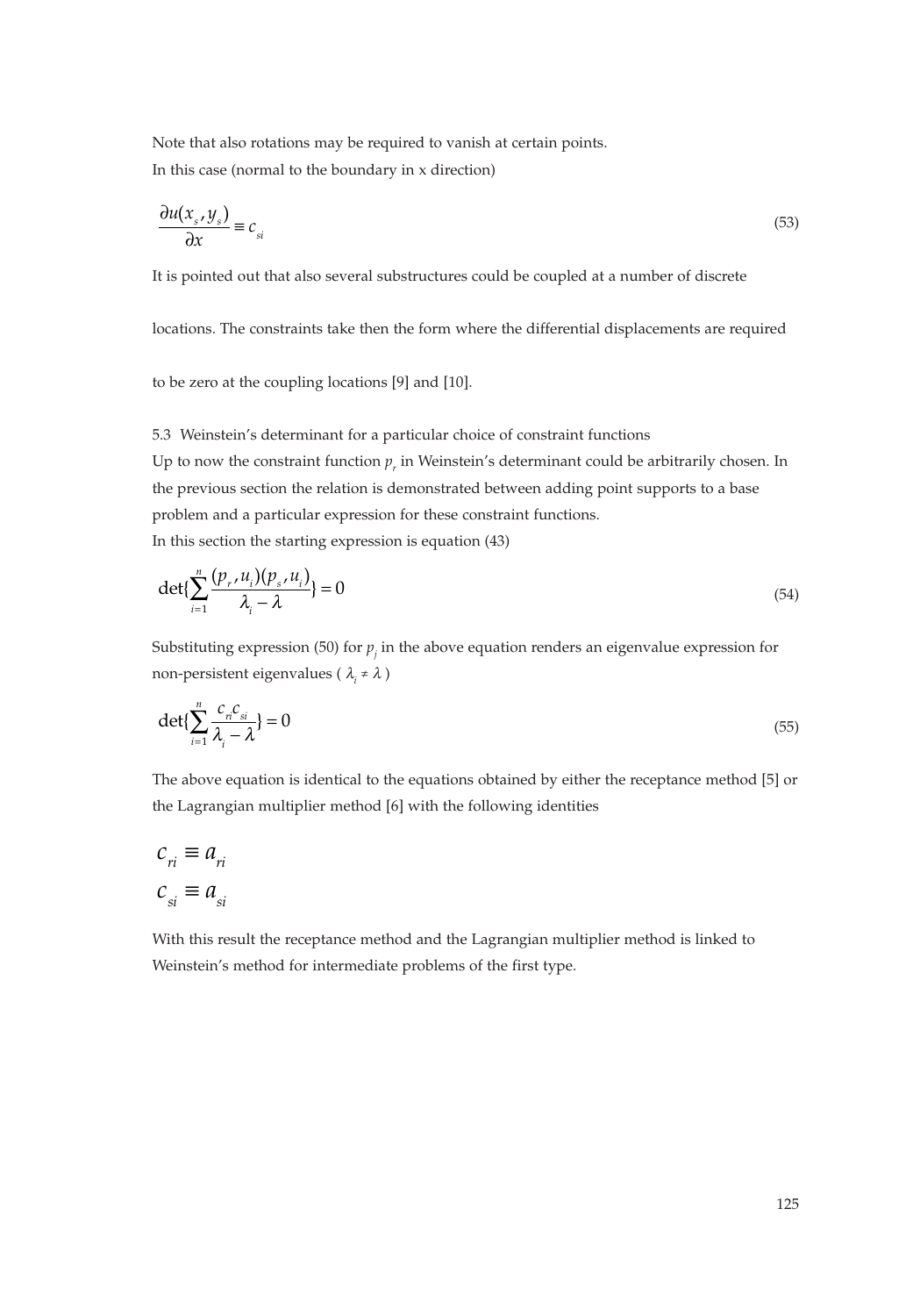Note that also rotations may be required to vanish at certain points.

In this case (normal to the boundary in x direction)

$$\frac{\partial u(x_s, y_s)}{\partial x} \equiv c_{si} \tag{53}$$

It is pointed out that also several substructures could be coupled at a number of discrete locations. The constraints take then the form where the differential displacements are required to be zero at the coupling locations [9] and [10].

5.3 Weinstein's determinant for a particular choice of constraint functions

Up to now the constraint function $p_r$ in Weinstein's determinant could be arbitrarily chosen. In the previous section the relation is demonstrated between adding point supports to a base problem and a particular expression for these constraint functions.

In this section the starting expression is equation (43)

$$\det\{\sum_{i=1}^{n} \frac{(p_r, u_i)(p_s, u_i)}{\lambda_i - \lambda}\} = 0 \tag{54}$$

Substituting expression (50) for $p_j$ in the above equation renders an eigenvalue expression for non-persistent eigenvalues ( $\lambda_i \neq \lambda$ )

$$\det\{\sum_{i=1}^{n} \frac{c_{ri} c_{si}}{\lambda_i - \lambda}\} = 0 \tag{55}$$

The above equation is identical to the equations obtained by either the receptance method [5] or the Lagrangian multiplier method [6] with the following identities

$$c_{ri} \equiv a_{ri}$$
$$c_{si} \equiv a_{si}$$

With this result the receptance method and the Lagrangian multiplier method is linked to Weinstein's method for intermediate problems of the first type.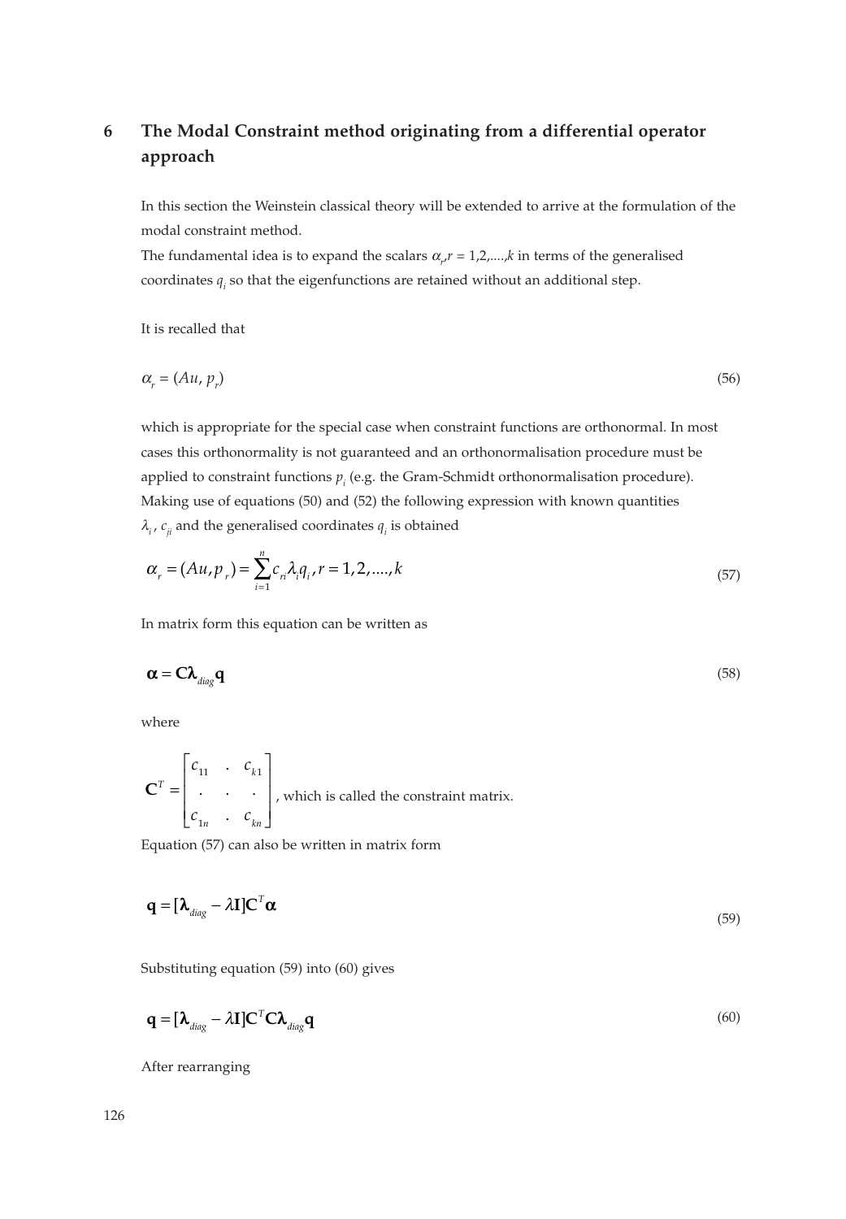# 6 The Modal Constraint method originating from a differential operator approach

In this section the Weinstein classical theory will be extended to arrive at the formulation of the modal constraint method.

The fundamental idea is to expand the scalars $\alpha_r, r = 1,2,....,k$ in terms of the generalised coordinates $q_i$ so that the eigenfunctions are retained without an additional step.

It is recalled that

$$\alpha_r = (Au, p_r) \tag{56}$$

which is appropriate for the special case when constraint functions are orthonormal. In most cases this orthonormality is not guaranteed and an orthonormalisation procedure must be applied to constraint functions $p_i$ (e.g. the Gram-Schmidt orthonormalisation procedure). Making use of equations (50) and (52) the following expression with known quantities $\lambda_i$, $c_{ji}$ and the generalised coordinates $q_i$ is obtained

$$\alpha_r = (Au, p_r) = \sum_{i=1}^{n} c_{ri} \lambda_i q_i, r = 1, 2, ...., k \tag{57}$$

In matrix form this equation can be written as

$$\boldsymbol{\alpha} = \mathbf{C} \boldsymbol{\lambda}_{diag} \mathbf{q} \tag{58}$$

where

$\mathbf{C}^T = \begin{bmatrix} c_{11} & . & c_{k1} \\ . & . & . \\ c_{1n} & . & c_{kn} \end{bmatrix}$, which is called the constraint matrix.

Equation (57) can also be written in matrix form

$$\mathbf{q} = [\boldsymbol{\lambda}_{diag} - \lambda \mathbf{I}] \mathbf{C}^T \boldsymbol{\alpha} \tag{59}$$

Substituting equation (59) into (60) gives

$$\mathbf{q} = [\boldsymbol{\lambda}_{diag} - \lambda \mathbf{I}] \mathbf{C}^T \mathbf{C} \boldsymbol{\lambda}_{diag} \mathbf{q} \tag{60}$$

After rearranging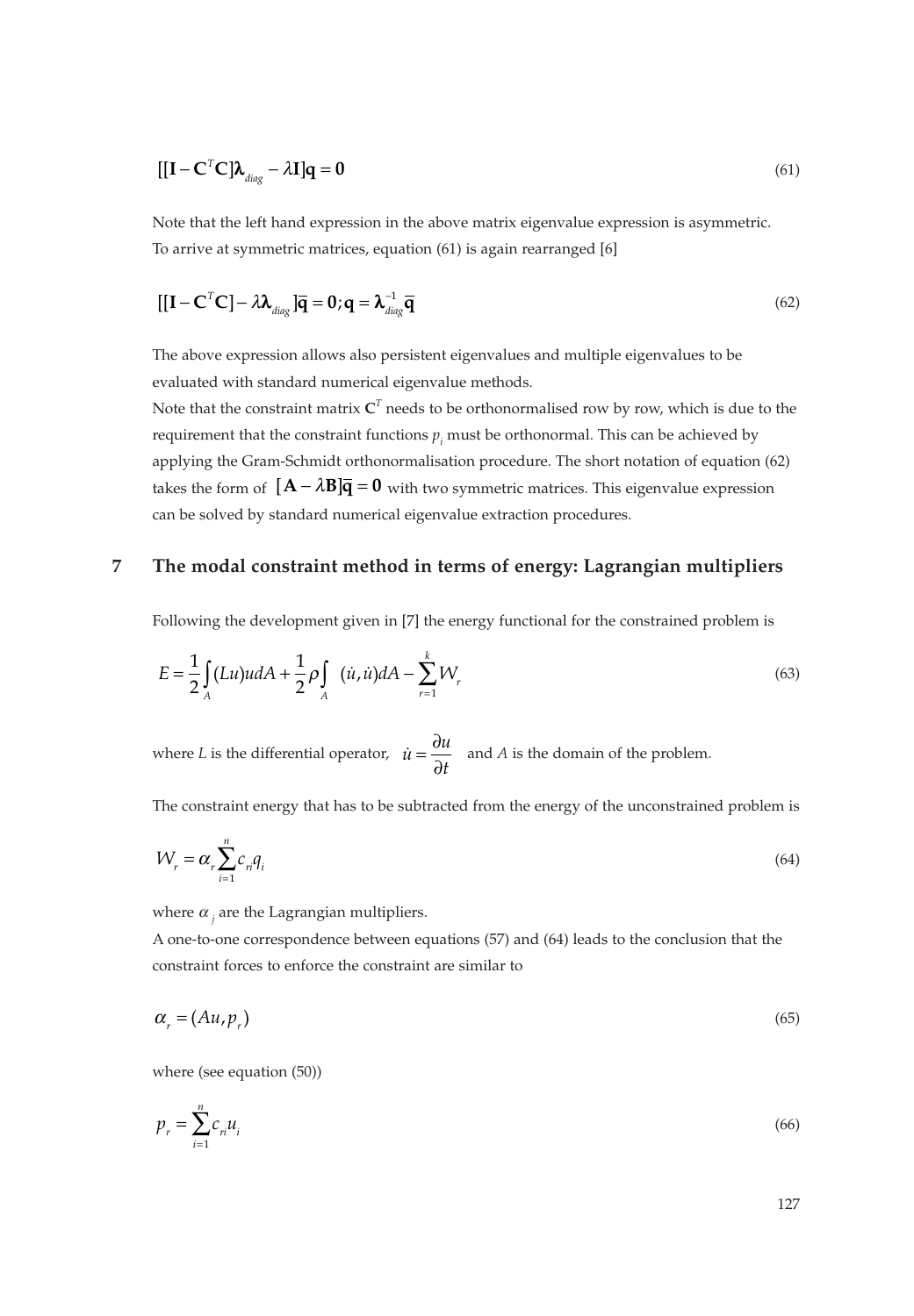$$[[\mathbf{I}-\mathbf{C}^T\mathbf{C}]\boldsymbol{\lambda}_{diag}-\lambda\mathbf{I}]\mathbf{q}=\mathbf{0} \tag{61}$$

Note that the left hand expression in the above matrix eigenvalue expression is asymmetric. To arrive at symmetric matrices, equation (61) is again rearranged [6]

$$[[\mathbf{I}-\mathbf{C}^T\mathbf{C}]-\lambda\boldsymbol{\lambda}_{diag}]\overline{\mathbf{q}}=\mathbf{0};\mathbf{q}=\boldsymbol{\lambda}_{diag}^{-1}\overline{\mathbf{q}} \tag{62}$$

The above expression allows also persistent eigenvalues and multiple eigenvalues to be evaluated with standard numerical eigenvalue methods.
Note that the constraint matrix $\mathbf{C}^T$ needs to be orthonormalised row by row, which is due to the requirement that the constraint functions $p_i$ must be orthonormal. This can be achieved by applying the Gram-Schmidt orthonormalisation procedure. The short notation of equation (62) takes the form of $[\mathbf{A}-\lambda\mathbf{B}]\overline{\mathbf{q}}=\mathbf{0}$ with two symmetric matrices. This eigenvalue expression can be solved by standard numerical eigenvalue extraction procedures.

## 7 The modal constraint method in terms of energy: Lagrangian multipliers

Following the development given in [7] the energy functional for the constrained problem is

$$E=\frac{1}{2}\int_A (Lu)u dA+\frac{1}{2}\rho\int_A (\dot{u},\dot{u})dA-\sum_{r=1}^{k}W_r \tag{63}$$

where $L$ is the differential operator, $\dot{u}=\dfrac{\partial u}{\partial t}$ and $A$ is the domain of the problem.

The constraint energy that has to be subtracted from the energy of the unconstrained problem is

$$W_r=\alpha_r\sum_{i=1}^{n}c_{ri}q_i \tag{64}$$

where $\alpha_j$ are the Lagrangian multipliers.
A one-to-one correspondence between equations (57) and (64) leads to the conclusion that the constraint forces to enforce the constraint are similar to

$$\alpha_r=(Au,p_r) \tag{65}$$

where (see equation (50))

$$p_r=\sum_{i=1}^{n}c_{ri}u_i \tag{66}$$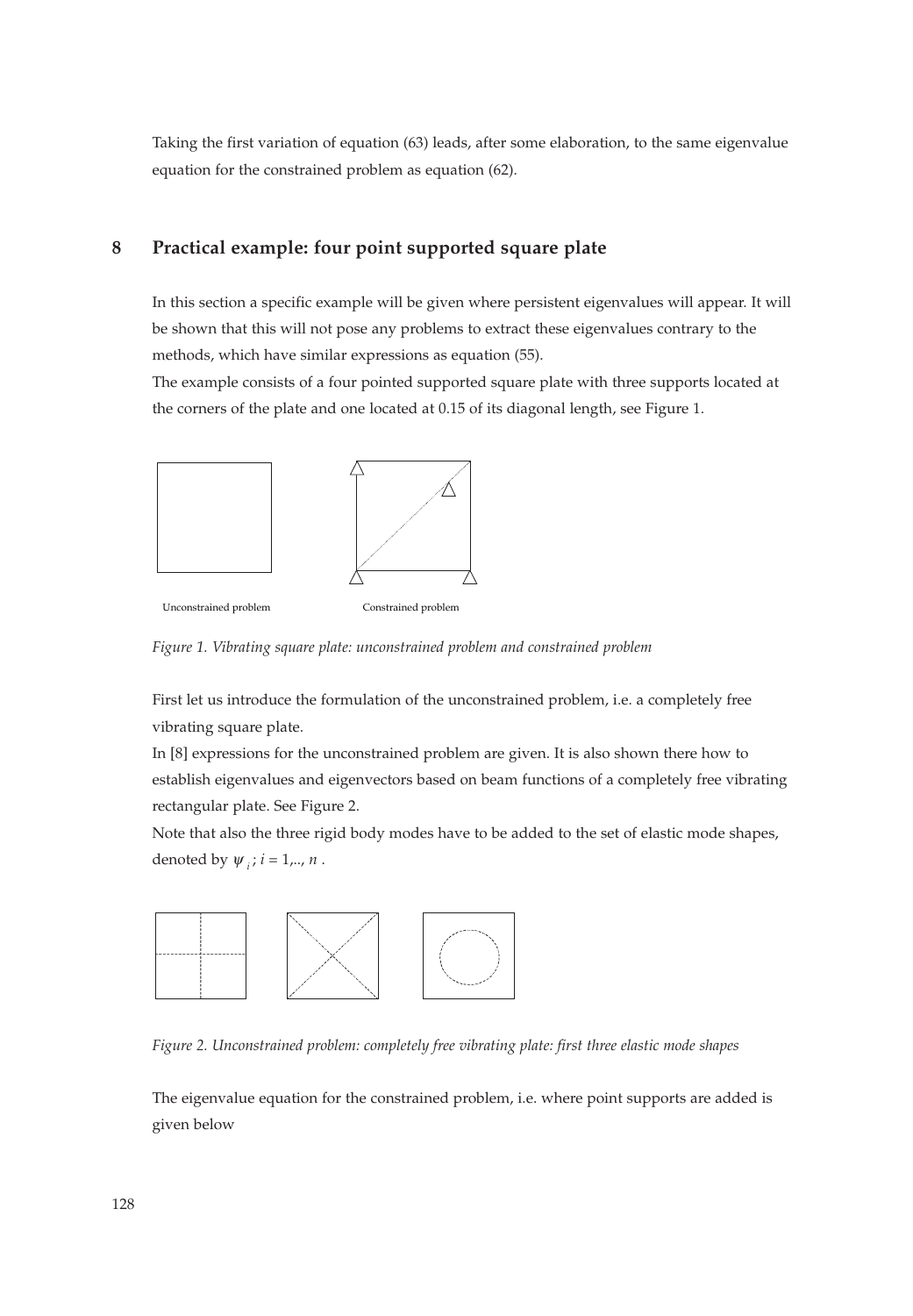Taking the first variation of equation (63) leads, after some elaboration, to the same eigenvalue equation for the constrained problem as equation (62).

## 8 Practical example: four point supported square plate

In this section a specific example will be given where persistent eigenvalues will appear. It will be shown that this will not pose any problems to extract these eigenvalues contrary to the methods, which have similar expressions as equation (55).

The example consists of a four pointed supported square plate with three supports located at the corners of the plate and one located at 0.15 of its diagonal length, see Figure 1.

Unconstrained problem

Constrained problem

*Figure 1. Vibrating square plate: unconstrained problem and constrained problem*

First let us introduce the formulation of the unconstrained problem, i.e. a completely free vibrating square plate.

In [8] expressions for the unconstrained problem are given. It is also shown there how to establish eigenvalues and eigenvectors based on beam functions of a completely free vibrating rectangular plate. See Figure 2.

Note that also the three rigid body modes have to be added to the set of elastic mode shapes, denoted by $\psi_i$; $i = 1,.., n$.

*Figure 2. Unconstrained problem: completely free vibrating plate: first three elastic mode shapes*

The eigenvalue equation for the constrained problem, i.e. where point supports are added is given below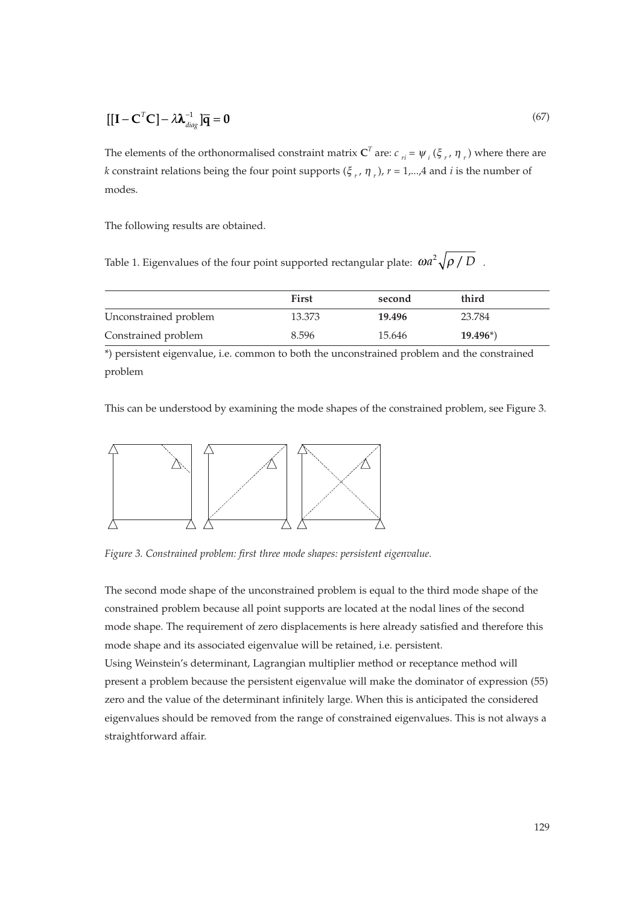$$[[\mathbf{I} - \mathbf{C}^T\mathbf{C}] - \lambda \boldsymbol{\lambda}_{diag}^{-1}]\overline{\mathbf{q}} = \mathbf{0} \tag{67}$$

The elements of the orthonormalised constraint matrix $\mathbf{C}^T$ are: $c_{ri} = \psi_i(\xi_r, \eta_r)$ where there are $k$ constraint relations being the four point supports $(\xi_r, \eta_r)$, $r = 1,...,4$ and $i$ is the number of modes.

The following results are obtained.

Table 1. Eigenvalues of the four point supported rectangular plate: $\omega a^2 \sqrt{\rho / D}$ .

| | First | second | third |
|---|---|---|---|
| Unconstrained problem | 13.373 | **19.496** | 23.784 |
| Constrained problem | 8.596 | 15.646 | **19.496***) |

*) persistent eigenvalue, i.e. common to both the unconstrained problem and the constrained problem

This can be understood by examining the mode shapes of the constrained problem, see Figure 3.

*Figure 3. Constrained problem: first three mode shapes: persistent eigenvalue.*

The second mode shape of the unconstrained problem is equal to the third mode shape of the constrained problem because all point supports are located at the nodal lines of the second mode shape. The requirement of zero displacements is here already satisfied and therefore this mode shape and its associated eigenvalue will be retained, i.e. persistent.
Using Weinstein's determinant, Lagrangian multiplier method or receptance method will present a problem because the persistent eigenvalue will make the dominator of expression (55) zero and the value of the determinant infinitely large. When this is anticipated the considered eigenvalues should be removed from the range of constrained eigenvalues. This is not always a straightforward affair.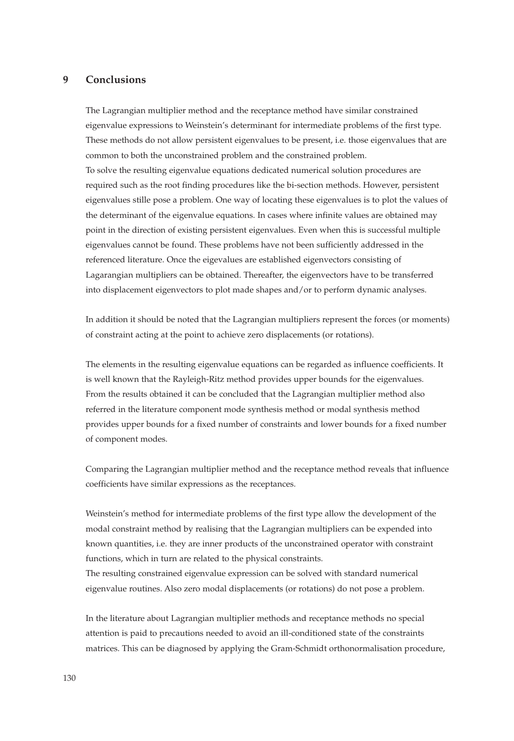## 9 Conclusions

The Lagrangian multiplier method and the receptance method have similar constrained eigenvalue expressions to Weinstein's determinant for intermediate problems of the first type. These methods do not allow persistent eigenvalues to be present, i.e. those eigenvalues that are common to both the unconstrained problem and the constrained problem.
To solve the resulting eigenvalue equations dedicated numerical solution procedures are required such as the root finding procedures like the bi-section methods. However, persistent eigenvalues stille pose a problem. One way of locating these eigenvalues is to plot the values of the determinant of the eigenvalue equations. In cases where infinite values are obtained may point in the direction of existing persistent eigenvalues. Even when this is successful multiple eigenvalues cannot be found. These problems have not been sufficiently addressed in the referenced literature. Once the eigevalues are established eigenvectors consisting of Lagarangian multipliers can be obtained. Thereafter, the eigenvectors have to be transferred into displacement eigenvectors to plot made shapes and/or to perform dynamic analyses.

In addition it should be noted that the Lagrangian multipliers represent the forces (or moments) of constraint acting at the point to achieve zero displacements (or rotations).

The elements in the resulting eigenvalue equations can be regarded as influence coefficients. It is well known that the Rayleigh-Ritz method provides upper bounds for the eigenvalues. From the results obtained it can be concluded that the Lagrangian multiplier method also referred in the literature component mode synthesis method or modal synthesis method provides upper bounds for a fixed number of constraints and lower bounds for a fixed number of component modes.

Comparing the Lagrangian multiplier method and the receptance method reveals that influence coefficients have similar expressions as the receptances.

Weinstein's method for intermediate problems of the first type allow the development of the modal constraint method by realising that the Lagrangian multipliers can be expended into known quantities, i.e. they are inner products of the unconstrained operator with constraint functions, which in turn are related to the physical constraints.
The resulting constrained eigenvalue expression can be solved with standard numerical eigenvalue routines. Also zero modal displacements (or rotations) do not pose a problem.

In the literature about Lagrangian multiplier methods and receptance methods no special attention is paid to precautions needed to avoid an ill-conditioned state of the constraints matrices. This can be diagnosed by applying the Gram-Schmidt orthonormalisation procedure,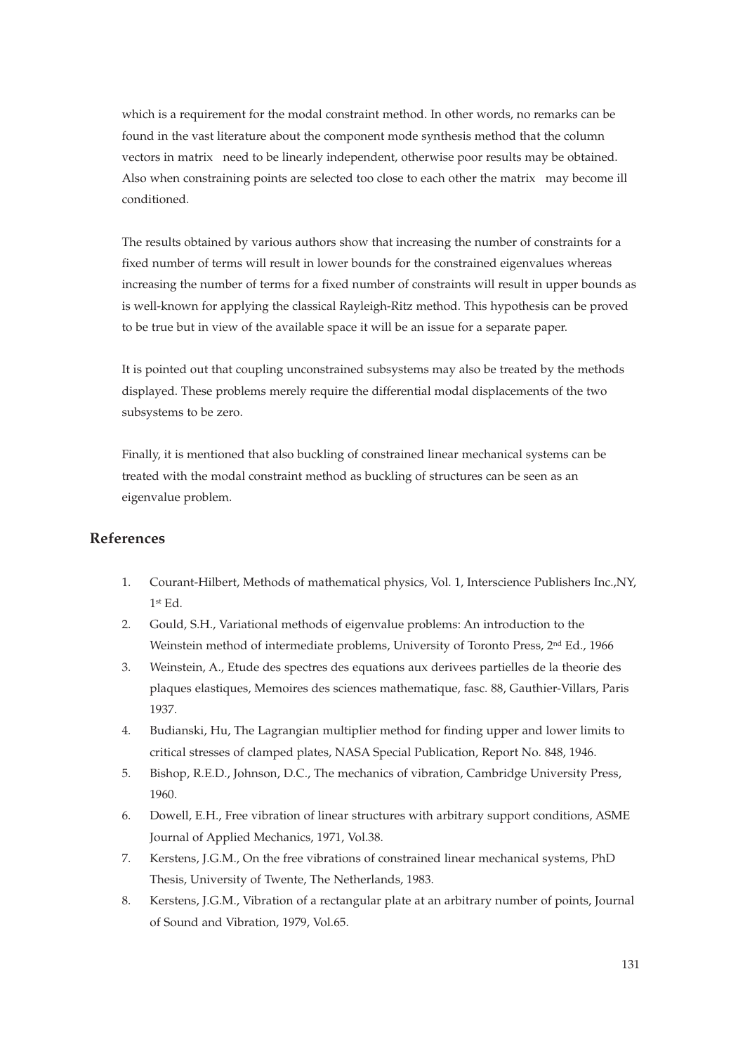which is a requirement for the modal constraint method. In other words, no remarks can be found in the vast literature about the component mode synthesis method that the column vectors in matrix   need to be linearly independent, otherwise poor results may be obtained. Also when constraining points are selected too close to each other the matrix   may become ill conditioned.

The results obtained by various authors show that increasing the number of constraints for a fixed number of terms will result in lower bounds for the constrained eigenvalues whereas increasing the number of terms for a fixed number of constraints will result in upper bounds as is well-known for applying the classical Rayleigh-Ritz method. This hypothesis can be proved to be true but in view of the available space it will be an issue for a separate paper.

It is pointed out that coupling unconstrained subsystems may also be treated by the methods displayed. These problems merely require the differential modal displacements of the two subsystems to be zero.

Finally, it is mentioned that also buckling of constrained linear mechanical systems can be treated with the modal constraint method as buckling of structures can be seen as an eigenvalue problem.

## References

1. Courant-Hilbert, Methods of mathematical physics, Vol. 1, Interscience Publishers Inc.,NY, 1st Ed.
2. Gould, S.H., Variational methods of eigenvalue problems: An introduction to the Weinstein method of intermediate problems, University of Toronto Press, 2nd Ed., 1966
3. Weinstein, A., Etude des spectres des equations aux derivees partielles de la theorie des plaques elastiques, Memoires des sciences mathematique, fasc. 88, Gauthier-Villars, Paris 1937.
4. Budianski, Hu, The Lagrangian multiplier method for finding upper and lower limits to critical stresses of clamped plates, NASA Special Publication, Report No. 848, 1946.
5. Bishop, R.E.D., Johnson, D.C., The mechanics of vibration, Cambridge University Press, 1960.
6. Dowell, E.H., Free vibration of linear structures with arbitrary support conditions, ASME Journal of Applied Mechanics, 1971, Vol.38.
7. Kerstens, J.G.M., On the free vibrations of constrained linear mechanical systems, PhD Thesis, University of Twente, The Netherlands, 1983.
8. Kerstens, J.G.M., Vibration of a rectangular plate at an arbitrary number of points, Journal of Sound and Vibration, 1979, Vol.65.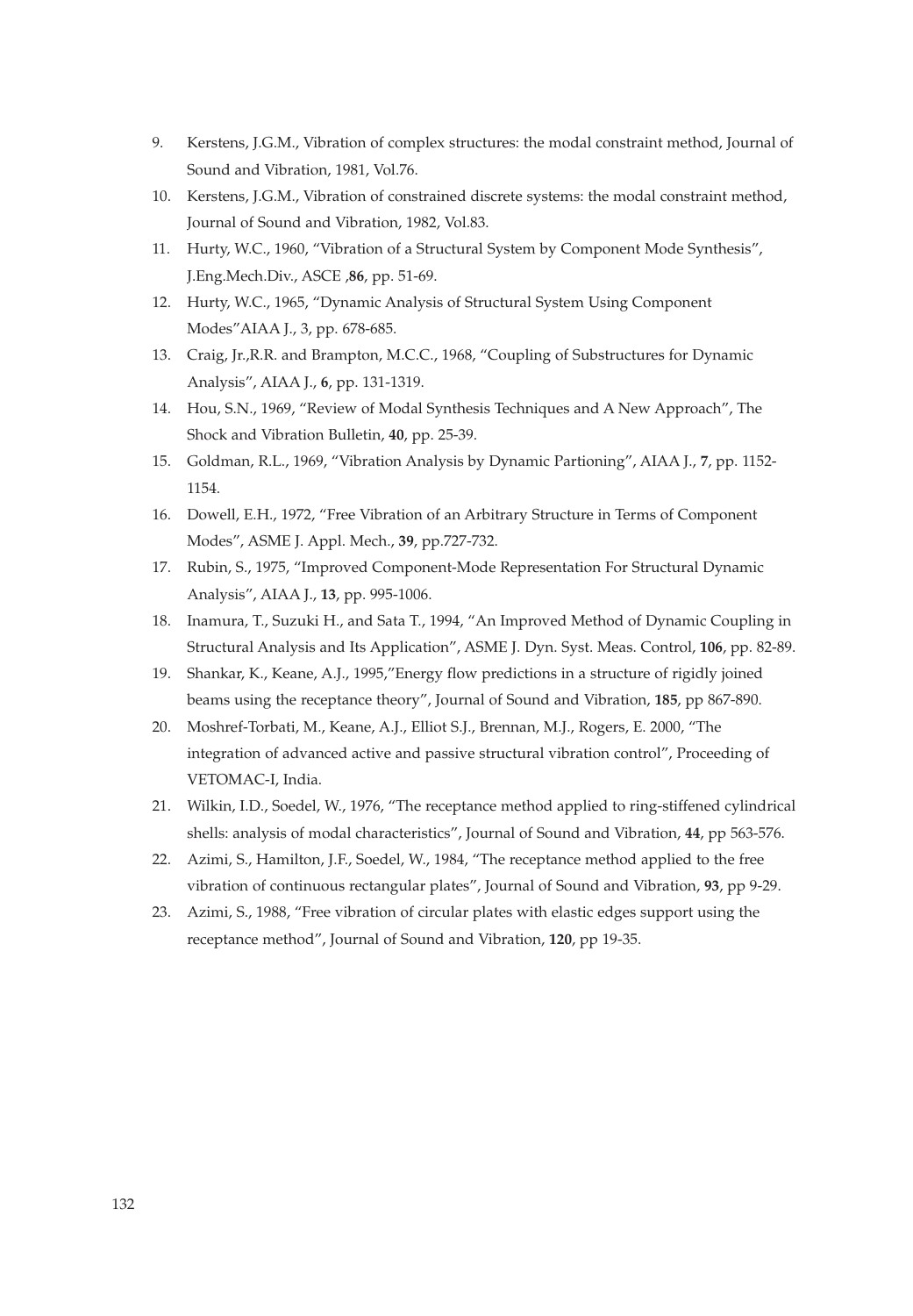9. Kerstens, J.G.M., Vibration of complex structures: the modal constraint method, Journal of Sound and Vibration, 1981, Vol.76.
10. Kerstens, J.G.M., Vibration of constrained discrete systems: the modal constraint method, Journal of Sound and Vibration, 1982, Vol.83.
11. Hurty, W.C., 1960, "Vibration of a Structural System by Component Mode Synthesis", J.Eng.Mech.Div., ASCE ,**86**, pp. 51-69.
12. Hurty, W.C., 1965, "Dynamic Analysis of Structural System Using Component Modes"AIAA J., 3, pp. 678-685.
13. Craig, Jr.,R.R. and Brampton, M.C.C., 1968, "Coupling of Substructures for Dynamic Analysis", AIAA J., **6**, pp. 131-1319.
14. Hou, S.N., 1969, "Review of Modal Synthesis Techniques and A New Approach", The Shock and Vibration Bulletin, **40**, pp. 25-39.
15. Goldman, R.L., 1969, "Vibration Analysis by Dynamic Partioning", AIAA J., **7**, pp. 1152-1154.
16. Dowell, E.H., 1972, "Free Vibration of an Arbitrary Structure in Terms of Component Modes", ASME J. Appl. Mech., **39**, pp.727-732.
17. Rubin, S., 1975, "Improved Component-Mode Representation For Structural Dynamic Analysis", AIAA J., **13**, pp. 995-1006.
18. Inamura, T., Suzuki H., and Sata T., 1994, "An Improved Method of Dynamic Coupling in Structural Analysis and Its Application", ASME J. Dyn. Syst. Meas. Control, **106**, pp. 82-89.
19. Shankar, K., Keane, A.J., 1995,"Energy flow predictions in a structure of rigidly joined beams using the receptance theory", Journal of Sound and Vibration, **185**, pp 867-890.
20. Moshref-Torbati, M., Keane, A.J., Elliot S.J., Brennan, M.J., Rogers, E. 2000, "The integration of advanced active and passive structural vibration control", Proceeding of VETOMAC-I, India.
21. Wilkin, I.D., Soedel, W., 1976, "The receptance method applied to ring-stiffened cylindrical shells: analysis of modal characteristics", Journal of Sound and Vibration, **44**, pp 563-576.
22. Azimi, S., Hamilton, J.F., Soedel, W., 1984, "The receptance method applied to the free vibration of continuous rectangular plates", Journal of Sound and Vibration, **93**, pp 9-29.
23. Azimi, S., 1988, "Free vibration of circular plates with elastic edges support using the receptance method", Journal of Sound and Vibration, **120**, pp 19-35.